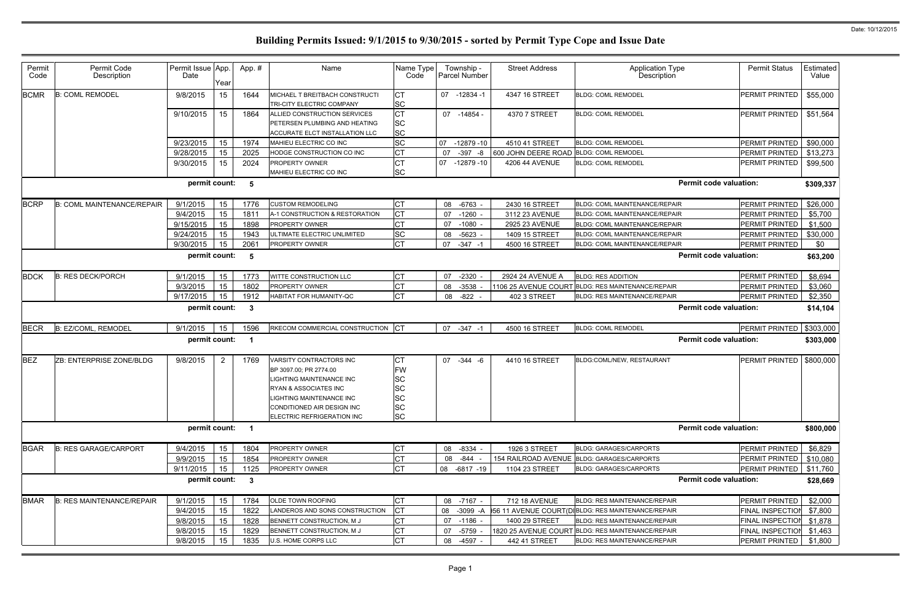Date: 10/12/2015

# Building Permits Issued: 9/1/2015 to 9/30/2015 - sorted by Permit Type Cope and Issue Date

| Permit Code | Permit Code Description | Permit Issue Date | App. Year | App. # | Name | Name Type Code | Township - Parcel Number | Street Address | Application Type Description | Permit Status | Estimated Value |
|---|---|---|---|---|---|---|---|---|---|---|---|
| BCMR | B: COML REMODEL | 9/8/2015 | 15 | 1644 | MICHAEL T BREITBACH CONSTRUCTI | CT | 07 -12834 -1 | 4347 16 STREET | BLDG: COML REMODEL | PERMIT PRINTED | $55,000 |
| | | | | | TRI-CITY ELECTRIC COMPANY | SC | | | | | |
| | | 9/10/2015 | 15 | 1864 | ALLIED CONSTRUCTION SERVICES | CT | 07 -14854 - | 4370 7 STREET | BLDG: COML REMODEL | PERMIT PRINTED | $51,564 |
| | | | | | PETERSEN PLUMBING AND HEATING | SC | | | | | |
| | | | | | ACCURATE ELCT INSTALLATION LLC | SC | | | | | |
| | | 9/23/2015 | 15 | 1974 | MAHIEU ELECTRIC CO INC | SC | 07 -12879 -10 | 4510 41 STREET | BLDG: COML REMODEL | PERMIT PRINTED | $90,000 |
| | | 9/28/2015 | 15 | 2025 | HODGE CONSTRUCTION CO INC | CT | 07 -397 -8 | 600 JOHN DEERE ROAD | BLDG: COML REMODEL | PERMIT PRINTED | $13,273 |
| | | 9/30/2015 | 15 | 2024 | PROPERTY OWNER | CT | 07 -12879 -10 | 4206 44 AVENUE | BLDG: COML REMODEL | PERMIT PRINTED | $99,500 |
| | | | | | MAHIEU ELECTRIC CO INC | SC | | | | | |
| | | **permit count:** | | **5** | | | | | **Permit code valuation:** | | **$309,337** |
| BCRP | B: COML MAINTENANCE/REPAIR | 9/1/2015 | 15 | 1776 | CUSTOM REMODELING | CT | 08 -6763 - | 2430 16 STREET | BLDG: COML MAINTENANCE/REPAIR | PERMIT PRINTED | $26,000 |
| | | 9/4/2015 | 15 | 1811 | A-1 CONSTRUCTION & RESTORATION | CT | 07 -1260 - | 3112 23 AVENUE | BLDG: COML MAINTENANCE/REPAIR | PERMIT PRINTED | $5,700 |
| | | 9/15/2015 | 15 | 1898 | PROPERTY OWNER | CT | 07 -1080 - | 2925 23 AVENUE | BLDG: COML MAINTENANCE/REPAIR | PERMIT PRINTED | $1,500 |
| | | 9/24/2015 | 15 | 1943 | ULTIMATE ELECTRIC UNLIMITED | SC | 08 -5623 - | 1409 15 STREET | BLDG: COML MAINTENANCE/REPAIR | PERMIT PRINTED | $30,000 |
| | | 9/30/2015 | 15 | 2061 | PROPERTY OWNER | CT | 07 -347 -1 | 4500 16 STREET | BLDG: COML MAINTENANCE/REPAIR | PERMIT PRINTED | $0 |
| | | **permit count:** | | **5** | | | | | **Permit code valuation:** | | **$63,200** |
| BDCK | B: RES DECK/PORCH | 9/1/2015 | 15 | 1773 | WITTE CONSTRUCTION LLC | CT | 07 -2320 - | 2924 24 AVENUE A | BLDG: RES ADDITION | PERMIT PRINTED | $8,694 |
| | | 9/3/2015 | 15 | 1802 | PROPERTY OWNER | CT | 08 -3538 - | 1106 25 AVENUE COURT | BLDG: RES MAINTENANCE/REPAIR | PERMIT PRINTED | $3,060 |
| | | 9/17/2015 | 15 | 1912 | HABITAT FOR HUMANITY-QC | CT | 08 -822 - | 402 3 STREET | BLDG: RES MAINTENANCE/REPAIR | PERMIT PRINTED | $2,350 |
| | | **permit count:** | | **3** | | | | | **Permit code valuation:** | | **$14,104** |
| BECR | B: EZ/COML, REMODEL | 9/1/2015 | 15 | 1596 | RKECOM COMMERCIAL CONSTRUCTION | CT | 07 -347 -1 | 4500 16 STREET | BLDG: COML REMODEL | PERMIT PRINTED | $303,000 |
| | | **permit count:** | | **1** | | | | | **Permit code valuation:** | | **$303,000** |
| BEZ | ZB: ENTERPRISE ZONE/BLDG | 9/8/2015 | 2 | 1769 | VARSITY CONTRACTORS INC | CT | 07 -344 -6 | 4410 16 STREET | BLDG:COML/NEW, RESTAURANT | PERMIT PRINTED | $800,000 |
| | | | | | BP 3097.00; PR 2774.00 | FW | | | | | |
| | | | | | LIGHTING MAINTENANCE INC | SC | | | | | |
| | | | | | RYAN & ASSOCIATES INC | SC | | | | | |
| | | | | | LIGHTING MAINTENANCE INC | SC | | | | | |
| | | | | | CONDITIONED AIR DESIGN INC | SC | | | | | |
| | | | | | ELECTRIC REFRIGERATION INC | SC | | | | | |
| | | **permit count:** | | **1** | | | | | **Permit code valuation:** | | **$800,000** |
| BGAR | B: RES GARAGE/CARPORT | 9/4/2015 | 15 | 1804 | PROPERTY OWNER | CT | 08 -8334 - | 1926 3 STREET | BLDG: GARAGES/CARPORTS | PERMIT PRINTED | $6,829 |
| | | 9/9/2015 | 15 | 1854 | PROPERTY OWNER | CT | 08 -844 - | 154 RAILROAD AVENUE | BLDG: GARAGES/CARPORTS | PERMIT PRINTED | $10,080 |
| | | 9/11/2015 | 15 | 1125 | PROPERTY OWNER | CT | 08 -6817 -19 | 1104 23 STREET | BLDG: GARAGES/CARPORTS | PERMIT PRINTED | $11,760 |
| | | **permit count:** | | **3** | | | | | **Permit code valuation:** | | **$28,669** |
| BMAR | B: RES MAINTENANCE/REPAIR | 9/1/2015 | 15 | 1784 | OLDE TOWN ROOFING | CT | 08 -7167 - | 712 18 AVENUE | BLDG: RES MAINTENANCE/REPAIR | PERMIT PRINTED | $2,000 |
| | | 9/4/2015 | 15 | 1822 | LANDEROS AND SONS CONSTRUCTION | CT | 08 -3099 -A | 56 11 AVENUE COURT(D | BLDG: RES MAINTENANCE/REPAIR | FINAL INSPECTION | $7,800 |
| | | 9/8/2015 | 15 | 1828 | BENNETT CONSTRUCTION, M J | CT | 07 -1186 - | 1400 29 STREET | BLDG: RES MAINTENANCE/REPAIR | FINAL INSPECTION | $1,878 |
| | | 9/8/2015 | 15 | 1829 | BENNETT CONSTRUCTION, M J | CT | 07 -5759 - | 1820 25 AVENUE COURT | BLDG: RES MAINTENANCE/REPAIR | FINAL INSPECTION | $1,463 |
| | | 9/8/2015 | 15 | 1835 | U.S. HOME CORPS LLC | CT | 08 -4597 - | 442 41 STREET | BLDG: RES MAINTENANCE/REPAIR | PERMIT PRINTED | $1,800 |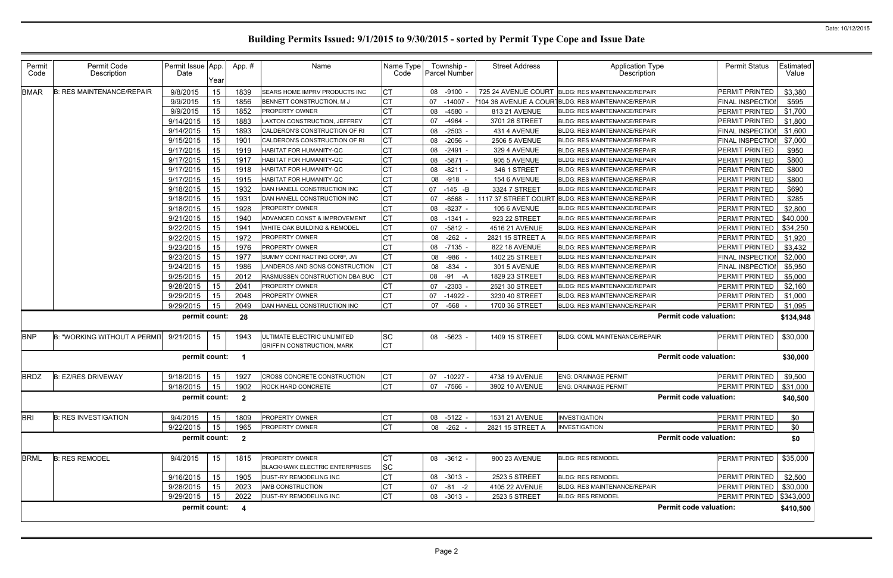Date: 10/12/2015

# Building Permits Issued: 9/1/2015 to 9/30/2015 - sorted by Permit Type Cope and Issue Date

| Permit Code | Permit Code Description | Permit Issue Date | App. Year | App. # | Name | Name Type Code | Township - Parcel Number | Street Address | Application Type Description | Permit Status | Estimated Value |
|---|---|---|---|---|---|---|---|---|---|---|---|
| BMAR | B: RES MAINTENANCE/REPAIR | 9/8/2015 | 15 | 1839 | SEARS HOME IMPRV PRODUCTS INC | CT | 08 -9100 - | 725 24 AVENUE COURT | BLDG: RES MAINTENANCE/REPAIR | PERMIT PRINTED | $3,380 |
| | | 9/9/2015 | 15 | 1856 | BENNETT CONSTRUCTION, M J | CT | 07 -14007 - | 104 36 AVENUE A COURT | BLDG: RES MAINTENANCE/REPAIR | FINAL INSPECTION | $595 |
| | | 9/9/2015 | 15 | 1852 | PROPERTY OWNER | CT | 08 -4580 - | 813 21 AVENUE | BLDG: RES MAINTENANCE/REPAIR | PERMIT PRINTED | $1,700 |
| | | 9/14/2015 | 15 | 1883 | LAXTON CONSTRUCTION, JEFFREY | CT | 07 -4964 - | 3701 26 STREET | BLDG: RES MAINTENANCE/REPAIR | PERMIT PRINTED | $1,800 |
| | | 9/14/2015 | 15 | 1893 | CALDERON'S CONSTRUCTION OF RI | CT | 08 -2503 - | 431 4 AVENUE | BLDG: RES MAINTENANCE/REPAIR | FINAL INSPECTION | $1,600 |
| | | 9/15/2015 | 15 | 1901 | CALDERON'S CONSTRUCTION OF RI | CT | 08 -2056 - | 2506 5 AVENUE | BLDG: RES MAINTENANCE/REPAIR | FINAL INSPECTION | $7,000 |
| | | 9/17/2015 | 15 | 1919 | HABITAT FOR HUMANITY-QC | CT | 08 -2491 - | 329 4 AVENUE | BLDG: RES MAINTENANCE/REPAIR | PERMIT PRINTED | $950 |
| | | 9/17/2015 | 15 | 1917 | HABITAT FOR HUMANITY-QC | CT | 08 -5871 - | 905 5 AVENUE | BLDG: RES MAINTENANCE/REPAIR | PERMIT PRINTED | $800 |
| | | 9/17/2015 | 15 | 1918 | HABITAT FOR HUMANITY-QC | CT | 08 -8211 - | 346 1 STREET | BLDG: RES MAINTENANCE/REPAIR | PERMIT PRINTED | $800 |
| | | 9/17/2015 | 15 | 1915 | HABITAT FOR HUMANITY-QC | CT | 08 -918 - | 154 6 AVENUE | BLDG: RES MAINTENANCE/REPAIR | PERMIT PRINTED | $800 |
| | | 9/18/2015 | 15 | 1932 | DAN HANELL CONSTRUCTION INC | CT | 07 -145 -B | 3324 7 STREET | BLDG: RES MAINTENANCE/REPAIR | PERMIT PRINTED | $690 |
| | | 9/18/2015 | 15 | 1931 | DAN HANELL CONSTRUCTION INC | CT | 07 -6568 - | 1117 37 STREET COURT | BLDG: RES MAINTENANCE/REPAIR | PERMIT PRINTED | $285 |
| | | 9/18/2015 | 15 | 1928 | PROPERTY OWNER | CT | 08 -8237 - | 105 6 AVENUE | BLDG: RES MAINTENANCE/REPAIR | PERMIT PRINTED | $2,800 |
| | | 9/21/2015 | 15 | 1940 | ADVANCED CONST & IMPROVEMENT | CT | 08 -1341 - | 923 22 STREET | BLDG: RES MAINTENANCE/REPAIR | PERMIT PRINTED | $40,000 |
| | | 9/22/2015 | 15 | 1941 | WHITE OAK BUILDING & REMODEL | CT | 07 -5812 - | 4516 21 AVENUE | BLDG: RES MAINTENANCE/REPAIR | PERMIT PRINTED | $34,250 |
| | | 9/22/2015 | 15 | 1972 | PROPERTY OWNER | CT | 08 -262 - | 2821 15 STREET A | BLDG: RES MAINTENANCE/REPAIR | PERMIT PRINTED | $1,920 |
| | | 9/23/2015 | 15 | 1976 | PROPERTY OWNER | CT | 08 -7135 - | 822 18 AVENUE | BLDG: RES MAINTENANCE/REPAIR | PERMIT PRINTED | $3,432 |
| | | 9/23/2015 | 15 | 1977 | SUMMY CONTRACTING CORP, JW | CT | 08 -986 - | 1402 25 STREET | BLDG: RES MAINTENANCE/REPAIR | FINAL INSPECTION | $2,000 |
| | | 9/24/2015 | 15 | 1986 | LANDEROS AND SONS CONSTRUCTION | CT | 08 -834 - | 301 5 AVENUE | BLDG: RES MAINTENANCE/REPAIR | FINAL INSPECTION | $5,950 |
| | | 9/25/2015 | 15 | 2012 | RASMUSSEN CONSTRUCTION DBA BUC | CT | 08 -91 -A | 1829 23 STREET | BLDG: RES MAINTENANCE/REPAIR | PERMIT PRINTED | $5,000 |
| | | 9/28/2015 | 15 | 2041 | PROPERTY OWNER | CT | 07 -2303 - | 2521 30 STREET | BLDG: RES MAINTENANCE/REPAIR | PERMIT PRINTED | $2,160 |
| | | 9/29/2015 | 15 | 2048 | PROPERTY OWNER | CT | 07 -14922 - | 3230 40 STREET | BLDG: RES MAINTENANCE/REPAIR | PERMIT PRINTED | $1,000 |
| | | 9/29/2015 | 15 | 2049 | DAN HANELL CONSTRUCTION INC | CT | 07 -568 - | 1700 36 STREET | BLDG: RES MAINTENANCE/REPAIR | PERMIT PRINTED | $1,095 |
| | | permit count: | | 28 | | | | | Permit code valuation: | | $134,948 |
| BNP | B: "WORKING WITHOUT A PERMIT | 9/21/2015 | 15 | 1943 | ULTIMATE ELECTRIC UNLIMITED<br>GRIFFIN CONSTRUCTION, MARK | SC<br>CT | 08 -5623 - | 1409 15 STREET | BLDG: COML MAINTENANCE/REPAIR | PERMIT PRINTED | $30,000 |
| | | permit count: | | 1 | | | | | Permit code valuation: | | $30,000 |
| BRDZ | B: EZ/RES DRIVEWAY | 9/18/2015 | 15 | 1927 | CROSS CONCRETE CONSTRUCTION | CT | 07 -10227 - | 4738 19 AVENUE | ENG: DRAINAGE PERMIT | PERMIT PRINTED | $9,500 |
| | | 9/18/2015 | 15 | 1902 | ROCK HARD CONCRETE | CT | 07 -7566 - | 3902 10 AVENUE | ENG: DRAINAGE PERMIT | PERMIT PRINTED | $31,000 |
| | | permit count: | | 2 | | | | | Permit code valuation: | | $40,500 |
| BRI | B: RES INVESTIGATION | 9/4/2015 | 15 | 1809 | PROPERTY OWNER | CT | 08 -5122 - | 1531 21 AVENUE | INVESTIGATION | PERMIT PRINTED | $0 |
| | | 9/22/2015 | 15 | 1965 | PROPERTY OWNER | CT | 08 -262 - | 2821 15 STREET A | INVESTIGATION | PERMIT PRINTED | $0 |
| | | permit count: | | 2 | | | | | Permit code valuation: | | $0 |
| BRML | B: RES REMODEL | 9/4/2015 | 15 | 1815 | PROPERTY OWNER<br>BLACKHAWK ELECTRIC ENTERPRISES | CT<br>SC | 08 -3612 - | 900 23 AVENUE | BLDG: RES REMODEL | PERMIT PRINTED | $35,000 |
| | | 9/16/2015 | 15 | 1905 | DUST-RY REMODELING INC | CT | 08 -3013 - | 2523 5 STREET | BLDG: RES REMODEL | PERMIT PRINTED | $2,500 |
| | | 9/28/2015 | 15 | 2023 | AMB CONSTRUCTION | CT | 07 -81 -2 | 4105 22 AVENUE | BLDG: RES MAINTENANCE/REPAIR | PERMIT PRINTED | $30,000 |
| | | 9/29/2015 | 15 | 2022 | DUST-RY REMODELING INC | CT | 08 -3013 - | 2523 5 STREET | BLDG: RES REMODEL | PERMIT PRINTED | $343,000 |
| | | permit count: | | 4 | | | | | Permit code valuation: | | $410,500 |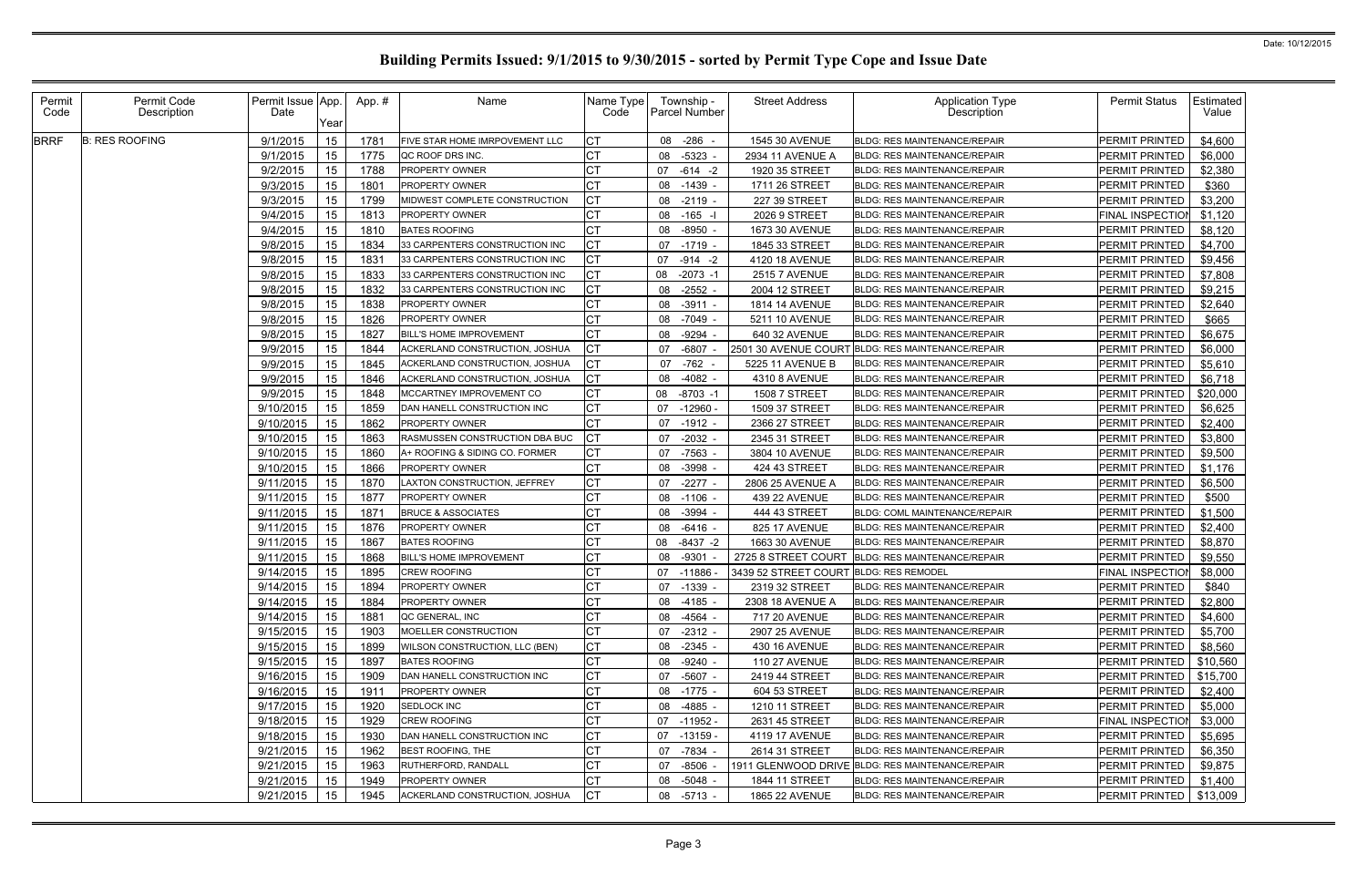# Building Permits Issued: 9/1/2015 to 9/30/2015 - sorted by Permit Type Cope and Issue Date

Date: 10/12/2015

| Permit Code | Permit Code Description | Permit Issue Date | App. Year | App. # | Name | Name Type Code | Township - Parcel Number | Street Address | Application Type Description | Permit Status | Estimated Value |
|---|---|---|---|---|---|---|---|---|---|---|---|
| BRRF | B: RES ROOFING | 9/1/2015 | 15 | 1781 | FIVE STAR HOME IMRPOVEMENT LLC | CT | 08 -286 - | 1545 30 AVENUE | BLDG: RES MAINTENANCE/REPAIR | PERMIT PRINTED | $4,600 |
| | | 9/1/2015 | 15 | 1775 | QC ROOF DRS INC. | CT | 08 -5323 - | 2934 11 AVENUE A | BLDG: RES MAINTENANCE/REPAIR | PERMIT PRINTED | $6,000 |
| | | 9/2/2015 | 15 | 1788 | PROPERTY OWNER | CT | 07 -614 -2 | 1920 35 STREET | BLDG: RES MAINTENANCE/REPAIR | PERMIT PRINTED | $2,380 |
| | | 9/3/2015 | 15 | 1801 | PROPERTY OWNER | CT | 08 -1439 - | 1711 26 STREET | BLDG: RES MAINTENANCE/REPAIR | PERMIT PRINTED | $360 |
| | | 9/3/2015 | 15 | 1799 | MIDWEST COMPLETE CONSTRUCTION | CT | 08 -2119 - | 227 39 STREET | BLDG: RES MAINTENANCE/REPAIR | PERMIT PRINTED | $3,200 |
| | | 9/4/2015 | 15 | 1813 | PROPERTY OWNER | CT | 08 -165 -I | 2026 9 STREET | BLDG: RES MAINTENANCE/REPAIR | FINAL INSPECTION | $1,120 |
| | | 9/4/2015 | 15 | 1810 | BATES ROOFING | CT | 08 -8950 - | 1673 30 AVENUE | BLDG: RES MAINTENANCE/REPAIR | PERMIT PRINTED | $8,120 |
| | | 9/8/2015 | 15 | 1834 | 33 CARPENTERS CONSTRUCTION INC | CT | 07 -1719 - | 1845 33 STREET | BLDG: RES MAINTENANCE/REPAIR | PERMIT PRINTED | $4,700 |
| | | 9/8/2015 | 15 | 1831 | 33 CARPENTERS CONSTRUCTION INC | CT | 07 -914 -2 | 4120 18 AVENUE | BLDG: RES MAINTENANCE/REPAIR | PERMIT PRINTED | $9,456 |
| | | 9/8/2015 | 15 | 1833 | 33 CARPENTERS CONSTRUCTION INC | CT | 08 -2073 -1 | 2515 7 AVENUE | BLDG: RES MAINTENANCE/REPAIR | PERMIT PRINTED | $7,808 |
| | | 9/8/2015 | 15 | 1832 | 33 CARPENTERS CONSTRUCTION INC | CT | 08 -2552 - | 2004 12 STREET | BLDG: RES MAINTENANCE/REPAIR | PERMIT PRINTED | $9,215 |
| | | 9/8/2015 | 15 | 1838 | PROPERTY OWNER | CT | 08 -3911 - | 1814 14 AVENUE | BLDG: RES MAINTENANCE/REPAIR | PERMIT PRINTED | $2,640 |
| | | 9/8/2015 | 15 | 1826 | PROPERTY OWNER | CT | 08 -7049 - | 5211 10 AVENUE | BLDG: RES MAINTENANCE/REPAIR | PERMIT PRINTED | $665 |
| | | 9/8/2015 | 15 | 1827 | BILL'S HOME IMPROVEMENT | CT | 08 -9294 - | 640 32 AVENUE | BLDG: RES MAINTENANCE/REPAIR | PERMIT PRINTED | $6,675 |
| | | 9/9/2015 | 15 | 1844 | ACKERLAND CONSTRUCTION, JOSHUA | CT | 07 -6807 - | 2501 30 AVENUE COURT | BLDG: RES MAINTENANCE/REPAIR | PERMIT PRINTED | $6,000 |
| | | 9/9/2015 | 15 | 1845 | ACKERLAND CONSTRUCTION, JOSHUA | CT | 07 -762 - | 5225 11 AVENUE B | BLDG: RES MAINTENANCE/REPAIR | PERMIT PRINTED | $5,610 |
| | | 9/9/2015 | 15 | 1846 | ACKERLAND CONSTRUCTION, JOSHUA | CT | 08 -4082 - | 4310 8 AVENUE | BLDG: RES MAINTENANCE/REPAIR | PERMIT PRINTED | $6,718 |
| | | 9/9/2015 | 15 | 1848 | MCCARTNEY IMPROVEMENT CO | CT | 08 -8703 -1 | 1508 7 STREET | BLDG: RES MAINTENANCE/REPAIR | PERMIT PRINTED | $20,000 |
| | | 9/10/2015 | 15 | 1859 | DAN HANELL CONSTRUCTION INC | CT | 07 -12960 - | 1509 37 STREET | BLDG: RES MAINTENANCE/REPAIR | PERMIT PRINTED | $6,625 |
| | | 9/10/2015 | 15 | 1862 | PROPERTY OWNER | CT | 07 -1912 - | 2366 27 STREET | BLDG: RES MAINTENANCE/REPAIR | PERMIT PRINTED | $2,400 |
| | | 9/10/2015 | 15 | 1863 | RASMUSSEN CONSTRUCTION DBA BUC | CT | 07 -2032 - | 2345 31 STREET | BLDG: RES MAINTENANCE/REPAIR | PERMIT PRINTED | $3,800 |
| | | 9/10/2015 | 15 | 1860 | A+ ROOFING & SIDING CO. FORMER | CT | 07 -7563 - | 3804 10 AVENUE | BLDG: RES MAINTENANCE/REPAIR | PERMIT PRINTED | $9,500 |
| | | 9/10/2015 | 15 | 1866 | PROPERTY OWNER | CT | 08 -3998 - | 424 43 STREET | BLDG: RES MAINTENANCE/REPAIR | PERMIT PRINTED | $1,176 |
| | | 9/11/2015 | 15 | 1870 | LAXTON CONSTRUCTION, JEFFREY | CT | 07 -2277 - | 2806 25 AVENUE A | BLDG: RES MAINTENANCE/REPAIR | PERMIT PRINTED | $6,500 |
| | | 9/11/2015 | 15 | 1877 | PROPERTY OWNER | CT | 08 -1106 - | 439 22 AVENUE | BLDG: RES MAINTENANCE/REPAIR | PERMIT PRINTED | $500 |
| | | 9/11/2015 | 15 | 1871 | BRUCE & ASSOCIATES | CT | 08 -3994 - | 444 43 STREET | BLDG: COML MAINTENANCE/REPAIR | PERMIT PRINTED | $1,500 |
| | | 9/11/2015 | 15 | 1876 | PROPERTY OWNER | CT | 08 -6416 - | 825 17 AVENUE | BLDG: RES MAINTENANCE/REPAIR | PERMIT PRINTED | $2,400 |
| | | 9/11/2015 | 15 | 1867 | BATES ROOFING | CT | 08 -8437 -2 | 1663 30 AVENUE | BLDG: RES MAINTENANCE/REPAIR | PERMIT PRINTED | $8,870 |
| | | 9/11/2015 | 15 | 1868 | BILL'S HOME IMPROVEMENT | CT | 08 -9301 - | 2725 8 STREET COURT | BLDG: RES MAINTENANCE/REPAIR | PERMIT PRINTED | $9,550 |
| | | 9/14/2015 | 15 | 1895 | CREW ROOFING | CT | 07 -11886 - | 3439 52 STREET COURT | BLDG: RES REMODEL | FINAL INSPECTION | $8,000 |
| | | 9/14/2015 | 15 | 1894 | PROPERTY OWNER | CT | 07 -1339 - | 2319 32 STREET | BLDG: RES MAINTENANCE/REPAIR | PERMIT PRINTED | $840 |
| | | 9/14/2015 | 15 | 1884 | PROPERTY OWNER | CT | 08 -4185 - | 2308 18 AVENUE A | BLDG: RES MAINTENANCE/REPAIR | PERMIT PRINTED | $2,800 |
| | | 9/14/2015 | 15 | 1881 | QC GENERAL, INC | CT | 08 -4564 - | 717 20 AVENUE | BLDG: RES MAINTENANCE/REPAIR | PERMIT PRINTED | $4,600 |
| | | 9/15/2015 | 15 | 1903 | MOELLER CONSTRUCTION | CT | 07 -2312 - | 2907 25 AVENUE | BLDG: RES MAINTENANCE/REPAIR | PERMIT PRINTED | $5,700 |
| | | 9/15/2015 | 15 | 1899 | WILSON CONSTRUCTION, LLC (BEN) | CT | 08 -2345 - | 430 16 AVENUE | BLDG: RES MAINTENANCE/REPAIR | PERMIT PRINTED | $8,560 |
| | | 9/15/2015 | 15 | 1897 | BATES ROOFING | CT | 08 -9240 - | 110 27 AVENUE | BLDG: RES MAINTENANCE/REPAIR | PERMIT PRINTED | $10,560 |
| | | 9/16/2015 | 15 | 1909 | DAN HANELL CONSTRUCTION INC | CT | 07 -5607 - | 2419 44 STREET | BLDG: RES MAINTENANCE/REPAIR | PERMIT PRINTED | $15,700 |
| | | 9/16/2015 | 15 | 1911 | PROPERTY OWNER | CT | 08 -1775 - | 604 53 STREET | BLDG: RES MAINTENANCE/REPAIR | PERMIT PRINTED | $2,400 |
| | | 9/17/2015 | 15 | 1920 | SEDLOCK INC | CT | 08 -4885 - | 1210 11 STREET | BLDG: RES MAINTENANCE/REPAIR | PERMIT PRINTED | $5,000 |
| | | 9/18/2015 | 15 | 1929 | CREW ROOFING | CT | 07 -11952 - | 2631 45 STREET | BLDG: RES MAINTENANCE/REPAIR | FINAL INSPECTION | $3,000 |
| | | 9/18/2015 | 15 | 1930 | DAN HANELL CONSTRUCTION INC | CT | 07 -13159 - | 4119 17 AVENUE | BLDG: RES MAINTENANCE/REPAIR | PERMIT PRINTED | $5,695 |
| | | 9/21/2015 | 15 | 1962 | BEST ROOFING, THE | CT | 07 -7834 - | 2614 31 STREET | BLDG: RES MAINTENANCE/REPAIR | PERMIT PRINTED | $6,350 |
| | | 9/21/2015 | 15 | 1963 | RUTHERFORD, RANDALL | CT | 07 -8506 - | 1911 GLENWOOD DRIVE | BLDG: RES MAINTENANCE/REPAIR | PERMIT PRINTED | $9,875 |
| | | 9/21/2015 | 15 | 1949 | PROPERTY OWNER | CT | 08 -5048 - | 1844 11 STREET | BLDG: RES MAINTENANCE/REPAIR | PERMIT PRINTED | $1,400 |
| | | 9/21/2015 | 15 | 1945 | ACKERLAND CONSTRUCTION, JOSHUA | CT | 08 -5713 - | 1865 22 AVENUE | BLDG: RES MAINTENANCE/REPAIR | PERMIT PRINTED | $13,009 |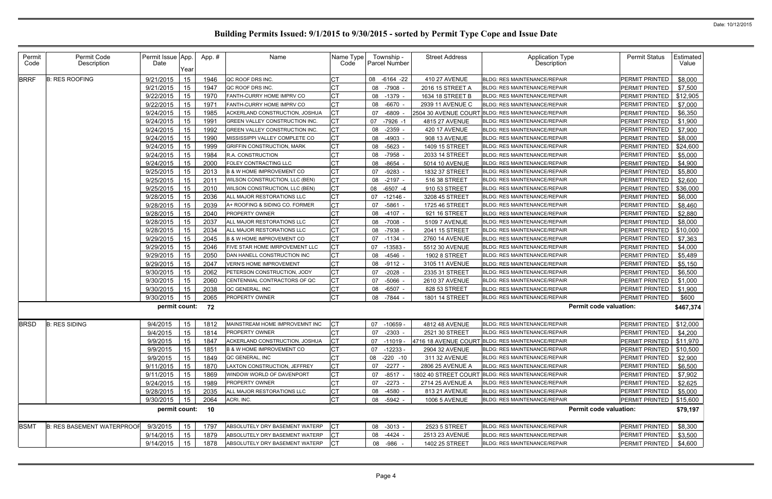# Building Permits Issued: 9/1/2015 to 9/30/2015 - sorted by Permit Type Cope and Issue Date

Date: 10/12/2015

| Permit Code | Permit Code Description | Permit Issue Date | App. Year | App. # | Name | Name Type Code | Township - Parcel Number | Street Address | Application Type Description | Permit Status | Estimated Value |
|---|---|---|---|---|---|---|---|---|---|---|---|
| BRRF | B: RES ROOFING | 9/21/2015 | 15 | 1946 | QC ROOF DRS INC. | CT | 08 -6164 -22 | 410 27 AVENUE | BLDG: RES MAINTENANCE/REPAIR | PERMIT PRINTED | $8,000 |
| | | 9/21/2015 | 15 | 1947 | QC ROOF DRS INC. | CT | 08 -7908 - | 2016 15 STREET A | BLDG: RES MAINTENANCE/REPAIR | PERMIT PRINTED | $7,500 |
| | | 9/22/2015 | 15 | 1970 | FANTH-CURRY HOME IMPRV CO | CT | 08 -1379 - | 1634 18 STREET B | BLDG: RES MAINTENANCE/REPAIR | PERMIT PRINTED | $12,905 |
| | | 9/22/2015 | 15 | 1971 | FANTH-CURRY HOME IMPRV CO | CT | 08 -6670 - | 2939 11 AVENUE C | BLDG: RES MAINTENANCE/REPAIR | PERMIT PRINTED | $7,000 |
| | | 9/24/2015 | 15 | 1985 | ACKERLAND CONSTRUCTION, JOSHUA | CT | 07 -6809 - | 2504 30 AVENUE COURT | BLDG: RES MAINTENANCE/REPAIR | PERMIT PRINTED | $6,350 |
| | | 9/24/2015 | 15 | 1991 | GREEN VALLEY CONSTRUCTION INC. | CT | 07 -7926 -1 | 4815 27 AVENUE | BLDG: RES MAINTENANCE/REPAIR | PERMIT PRINTED | $1,900 |
| | | 9/24/2015 | 15 | 1992 | GREEN VALLEY CONSTRUCTION INC. | CT | 08 -2359 - | 420 17 AVENUE | BLDG: RES MAINTENANCE/REPAIR | PERMIT PRINTED | $7,900 |
| | | 9/24/2015 | 15 | 1990 | MISSISSIPPI VALLEY COMPLETE CO | CT | 08 -4903 - | 908 13 AVENUE | BLDG: RES MAINTENANCE/REPAIR | PERMIT PRINTED | $8,000 |
| | | 9/24/2015 | 15 | 1999 | GRIFFIN CONSTRUCTION, MARK | CT | 08 -5623 - | 1409 15 STREET | BLDG: RES MAINTENANCE/REPAIR | PERMIT PRINTED | $24,600 |
| | | 9/24/2015 | 15 | 1984 | R.A. CONSTRUCTION | CT | 08 -7958 - | 2033 14 STREET | BLDG: RES MAINTENANCE/REPAIR | PERMIT PRINTED | $5,000 |
| | | 9/24/2015 | 15 | 2000 | FOLEY CONTRACTING LLC | CT | 08 -8654 - | 5014 10 AVENUE | BLDG: RES MAINTENANCE/REPAIR | PERMIT PRINTED | $4,900 |
| | | 9/25/2015 | 15 | 2013 | B & W HOME IMPROVEMENT CO | CT | 07 -9283 - | 1832 37 STREET | BLDG: RES MAINTENANCE/REPAIR | PERMIT PRINTED | $5,800 |
| | | 9/25/2015 | 15 | 2011 | WILSON CONSTRUCTION, LLC (BEN) | CT | 08 -2197 - | 516 38 STREET | BLDG: RES MAINTENANCE/REPAIR | PERMIT PRINTED | $2,600 |
| | | 9/25/2015 | 15 | 2010 | WILSON CONSTRUCTION, LLC (BEN) | CT | 08 -6507 -4 | 910 53 STREET | BLDG: RES MAINTENANCE/REPAIR | PERMIT PRINTED | $36,000 |
| | | 9/28/2015 | 15 | 2036 | ALL MAJOR RESTORATIONS LLC | CT | 07 -12146 - | 3208 45 STREET | BLDG: RES MAINTENANCE/REPAIR | PERMIT PRINTED | $6,000 |
| | | 9/28/2015 | 15 | 2039 | A+ ROOFING & SIDING CO. FORMER | CT | 07 -5861 - | 1725 46 STREET | BLDG: RES MAINTENANCE/REPAIR | PERMIT PRINTED | $8,460 |
| | | 9/28/2015 | 15 | 2040 | PROPERTY OWNER | CT | 08 -4107 - | 921 16 STREET | BLDG: RES MAINTENANCE/REPAIR | PERMIT PRINTED | $2,880 |
| | | 9/28/2015 | 15 | 2037 | ALL MAJOR RESTORATIONS LLC | CT | 08 -7008 - | 5109 7 AVENUE | BLDG: RES MAINTENANCE/REPAIR | PERMIT PRINTED | $8,000 |
| | | 9/28/2015 | 15 | 2034 | ALL MAJOR RESTORATIONS LLC | CT | 08 -7938 - | 2041 15 STREET | BLDG: RES MAINTENANCE/REPAIR | PERMIT PRINTED | $10,000 |
| | | 9/29/2015 | 15 | 2045 | B & W HOME IMPROVEMENT CO | CT | 07 -1134 - | 2760 14 AVENUE | BLDG: RES MAINTENANCE/REPAIR | PERMIT PRINTED | $7,363 |
| | | 9/29/2015 | 15 | 2046 | FIVE STAR HOME IMRPOVEMENT LLC | CT | 07 -13583 - | 5512 30 AVENUE | BLDG: RES MAINTENANCE/REPAIR | PERMIT PRINTED | $4,000 |
| | | 9/29/2015 | 15 | 2050 | DAN HANELL CONSTRUCTION INC | CT | 08 -4546 - | 1902 8 STREET | BLDG: RES MAINTENANCE/REPAIR | PERMIT PRINTED | $5,489 |
| | | 9/29/2015 | 15 | 2047 | VERN'S HOME IMPROVEMENT | CT | 08 -9112 - | 3105 11 AVENUE | BLDG: RES MAINTENANCE/REPAIR | PERMIT PRINTED | $5,150 |
| | | 9/30/2015 | 15 | 2062 | PETERSON CONSTRUCTION, JODY | CT | 07 -2028 - | 2335 31 STREET | BLDG: RES MAINTENANCE/REPAIR | PERMIT PRINTED | $6,500 |
| | | 9/30/2015 | 15 | 2060 | CENTENNIAL CONTRACTORS OF QC | CT | 07 -5066 - | 2610 37 AVENUE | BLDG: RES MAINTENANCE/REPAIR | PERMIT PRINTED | $1,000 |
| | | 9/30/2015 | 15 | 2038 | QC GENERAL, INC | CT | 08 -6507 - | 828 53 STREET | BLDG: RES MAINTENANCE/REPAIR | PERMIT PRINTED | $1,900 |
| | | 9/30/2015 | 15 | 2065 | PROPERTY OWNER | CT | 08 -7844 - | 1801 14 STREET | BLDG: RES MAINTENANCE/REPAIR | PERMIT PRINTED | $600 |
| | | **permit count:** | | **72** | | | | | **Permit code valuation:** | | **$467,374** |
| BRSD | B: RES SIDING | 9/4/2015 | 15 | 1812 | MAINSTREAM HOME IMPROVEMNT INC | CT | 07 -10659 - | 4812 48 AVENUE | BLDG: RES MAINTENANCE/REPAIR | PERMIT PRINTED | $12,000 |
| | | 9/4/2015 | 15 | 1814 | PROPERTY OWNER | CT | 07 -2303 - | 2521 30 STREET | BLDG: RES MAINTENANCE/REPAIR | PERMIT PRINTED | $4,200 |
| | | 9/9/2015 | 15 | 1847 | ACKERLAND CONSTRUCTION, JOSHUA | CT | 07 -11019 - | 4716 18 AVENUE COURT | BLDG: RES MAINTENANCE/REPAIR | PERMIT PRINTED | $11,970 |
| | | 9/9/2015 | 15 | 1851 | B & W HOME IMPROVEMENT CO | CT | 07 -12233 - | 2904 32 AVENUE | BLDG: RES MAINTENANCE/REPAIR | PERMIT PRINTED | $10,500 |
| | | 9/9/2015 | 15 | 1849 | QC GENERAL, INC | CT | 08 -220 -10 | 311 32 AVENUE | BLDG: RES MAINTENANCE/REPAIR | PERMIT PRINTED | $2,900 |
| | | 9/11/2015 | 15 | 1870 | LAXTON CONSTRUCTION, JEFFREY | CT | 07 -2277 - | 2806 25 AVENUE A | BLDG: RES MAINTENANCE/REPAIR | PERMIT PRINTED | $6,500 |
| | | 9/11/2015 | 15 | 1869 | WINDOW WORLD OF DAVENPORT | CT | 07 -8517 - | 1802 40 STREET COURT | BLDG: RES MAINTENANCE/REPAIR | PERMIT PRINTED | $7,902 |
| | | 9/24/2015 | 15 | 1989 | PROPERTY OWNER | CT | 07 -2273 - | 2714 25 AVENUE A | BLDG: RES MAINTENANCE/REPAIR | PERMIT PRINTED | $2,625 |
| | | 9/28/2015 | 15 | 2035 | ALL MAJOR RESTORATIONS LLC | CT | 08 -4580 - | 813 21 AVENUE | BLDG: RES MAINTENANCE/REPAIR | PERMIT PRINTED | $5,000 |
| | | 9/30/2015 | 15 | 2064 | ACRI, INC. | CT | 08 -5942 - | 1006 5 AVENUE | BLDG: RES MAINTENANCE/REPAIR | PERMIT PRINTED | $15,600 |
| | | **permit count:** | | **10** | | | | | **Permit code valuation:** | | **$79,197** |
| BSMT | B: RES BASEMENT WATERPROOF | 9/3/2015 | 15 | 1797 | ABSOLUTELY DRY BASEMENT WATERP | CT | 08 -3013 - | 2523 5 STREET | BLDG: RES MAINTENANCE/REPAIR | PERMIT PRINTED | $8,300 |
| | | 9/14/2015 | 15 | 1879 | ABSOLUTELY DRY BASEMENT WATERP | CT | 08 -4424 - | 2513 23 AVENUE | BLDG: RES MAINTENANCE/REPAIR | PERMIT PRINTED | $3,500 |
| | | 9/14/2015 | 15 | 1878 | ABSOLUTELY DRY BASEMENT WATERP | CT | 08 -986 - | 1402 25 STREET | BLDG: RES MAINTENANCE/REPAIR | PERMIT PRINTED | $4,600 |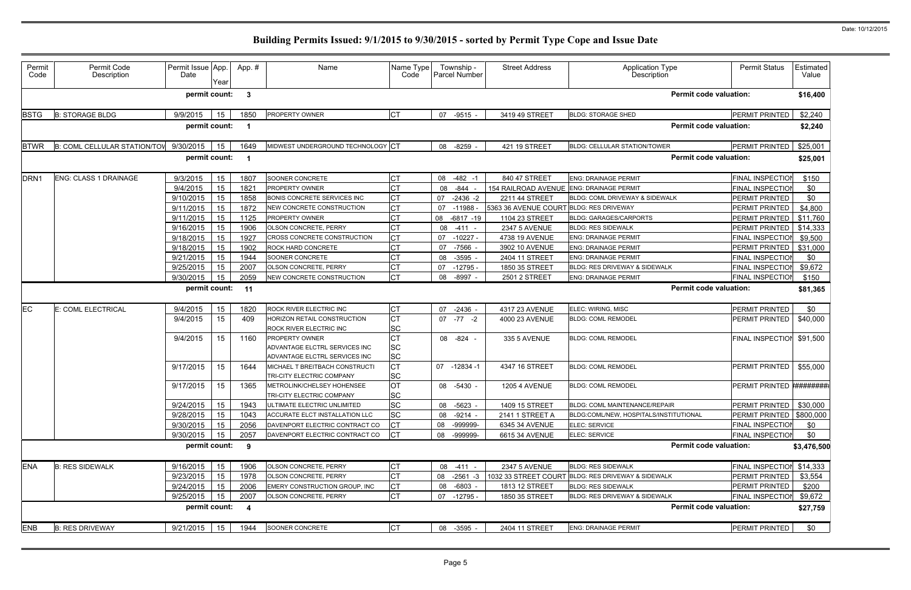# Building Permits Issued: 9/1/2015 to 9/30/2015 - sorted by Permit Type Cope and Issue Date

Date: 10/12/2015

| Permit Code | Permit Code Description | Permit Issue Date | App. Year | App. # | Name | Name Type Code | Township - Parcel Number | Street Address | Application Type Description | Permit Status | Estimated Value |
|---|---|---|---|---|---|---|---|---|---|---|---|
| | | permit count: | | 3 | | | | | Permit code valuation: | | $16,400 |
| BSTG | B: STORAGE BLDG | 9/9/2015 | 15 | 1850 | PROPERTY OWNER | CT | 07 -9515 - | 3419 49 STREET | BLDG: STORAGE SHED | PERMIT PRINTED | $2,240 |
| | | permit count: | | 1 | | | | | Permit code valuation: | | $2,240 |
| BTWR | B: COML CELLULAR STATION/TOW | 9/30/2015 | 15 | 1649 | MIDWEST UNDERGROUND TECHNOLOGY | CT | 08 -8259 - | 421 19 STREET | BLDG: CELLULAR STATION/TOWER | PERMIT PRINTED | $25,001 |
| | | permit count: | | 1 | | | | | Permit code valuation: | | $25,001 |
| DRN1 | ENG: CLASS 1 DRAINAGE | 9/3/2015 | 15 | 1807 | SOONER CONCRETE | CT | 08 -482 -1 | 840 47 STREET | ENG: DRAINAGE PERMIT | FINAL INSPECTION | $150 |
| | | 9/4/2015 | 15 | 1821 | PROPERTY OWNER | CT | 08 -844 - | 154 RAILROAD AVENUE | ENG: DRAINAGE PERMIT | FINAL INSPECTION | $0 |
| | | 9/10/2015 | 15 | 1858 | BONIS CONCRETE SERVICES INC | CT | 07 -2436 -2 | 2211 44 STREET | BLDG: COML DRIVEWAY & SIDEWALK | PERMIT PRINTED | $0 |
| | | 9/11/2015 | 15 | 1872 | NEW CONCRETE CONSTRUCTION | CT | 07 -11988 - | 5363 36 AVENUE COURT | BLDG: RES DRIVEWAY | PERMIT PRINTED | $4,800 |
| | | 9/11/2015 | 15 | 1125 | PROPERTY OWNER | CT | 08 -6817 -19 | 1104 23 STREET | BLDG: GARAGES/CARPORTS | PERMIT PRINTED | $11,760 |
| | | 9/16/2015 | 15 | 1906 | OLSON CONCRETE, PERRY | CT | 08 -411 - | 2347 5 AVENUE | BLDG: RES SIDEWALK | PERMIT PRINTED | $14,333 |
| | | 9/18/2015 | 15 | 1927 | CROSS CONCRETE CONSTRUCTION | CT | 07 -10227 - | 4738 19 AVENUE | ENG: DRAINAGE PERMIT | FINAL INSPECTION | $9,500 |
| | | 9/18/2015 | 15 | 1902 | ROCK HARD CONCRETE | CT | 07 -7566 - | 3902 10 AVENUE | ENG: DRAINAGE PERMIT | PERMIT PRINTED | $31,000 |
| | | 9/21/2015 | 15 | 1944 | SOONER CONCRETE | CT | 08 -3595 - | 2404 11 STREET | ENG: DRAINAGE PERMIT | FINAL INSPECTION | $0 |
| | | 9/25/2015 | 15 | 2007 | OLSON CONCRETE, PERRY | CT | 07 -12795 - | 1850 35 STREET | BLDG: RES DRIVEWAY & SIDEWALK | FINAL INSPECTION | $9,672 |
| | | 9/30/2015 | 15 | 2059 | NEW CONCRETE CONSTRUCTION | CT | 08 -8997 - | 2501 2 STREET | ENG: DRAINAGE PERMIT | FINAL INSPECTION | $150 |
| | | permit count: | | 11 | | | | | Permit code valuation: | | $81,365 |
| EC | E: COML ELECTRICAL | 9/4/2015 | 15 | 1820 | ROCK RIVER ELECTRIC INC | CT | 07 -2436 - | 4317 23 AVENUE | ELEC: WIRING, MISC | PERMIT PRINTED | $0 |
| | | 9/4/2015 | 15 | 409 | HORIZON RETAIL CONSTRUCTION<br>ROCK RIVER ELECTRIC INC | CT<br>SC | 07 -77 -2 | 4000 23 AVENUE | BLDG: COML REMODEL | PERMIT PRINTED | $40,000 |
| | | 9/4/2015 | 15 | 1160 | PROPERTY OWNER<br>ADVANTAGE ELCTRL SERVICES INC<br>ADVANTAGE ELCTRL SERVICES INC | CT<br>SC<br>SC | 08 -824 - | 335 5 AVENUE | BLDG: COML REMODEL | FINAL INSPECTION | $91,500 |
| | | 9/17/2015 | 15 | 1644 | MICHAEL T BREITBACH CONSTRUCTI<br>TRI-CITY ELECTRIC COMPANY | CT<br>SC | 07 -12834 -1 | 4347 16 STREET | BLDG: COML REMODEL | PERMIT PRINTED | $55,000 |
| | | 9/17/2015 | 15 | 1365 | METROLINK/CHELSEY HOHENSEE<br>TRI-CITY ELECTRIC COMPANY | OT<br>SC | 08 -5430 - | 1205 4 AVENUE | BLDG: COML REMODEL | PERMIT PRINTED | ######### |
| | | 9/24/2015 | 15 | 1943 | ULTIMATE ELECTRIC UNLIMITED | SC | 08 -5623 - | 1409 15 STREET | BLDG: COML MAINTENANCE/REPAIR | PERMIT PRINTED | $30,000 |
| | | 9/28/2015 | 15 | 1043 | ACCURATE ELCT INSTALLATION LLC | SC | 08 -9214 - | 2141 1 STREET A | BLDG:COML/NEW, HOSPITALS/INSTITUTIONAL | PERMIT PRINTED | $800,000 |
| | | 9/30/2015 | 15 | 2056 | DAVENPORT ELECTRIC CONTRACT CO | CT | 08 -999999- | 6345 34 AVENUE | ELEC: SERVICE | FINAL INSPECTION | $0 |
| | | 9/30/2015 | 15 | 2057 | DAVENPORT ELECTRIC CONTRACT CO | CT | 08 -999999- | 6615 34 AVENUE | ELEC: SERVICE | FINAL INSPECTION | $0 |
| | | permit count: | | 9 | | | | | Permit code valuation: | | $3,476,500 |
| ENA | B: RES SIDEWALK | 9/16/2015 | 15 | 1906 | OLSON CONCRETE, PERRY | CT | 08 -411 - | 2347 5 AVENUE | BLDG: RES SIDEWALK | FINAL INSPECTION | $14,333 |
| | | 9/23/2015 | 15 | 1978 | OLSON CONCRETE, PERRY | CT | 08 -2561 -3 | 1032 33 STREET COURT | BLDG: RES DRIVEWAY & SIDEWALK | PERMIT PRINTED | $3,554 |
| | | 9/24/2015 | 15 | 2006 | EMERY CONSTRUCTION GROUP, INC | CT | 08 -6803 - | 1813 12 STREET | BLDG: RES SIDEWALK | PERMIT PRINTED | $200 |
| | | 9/25/2015 | 15 | 2007 | OLSON CONCRETE, PERRY | CT | 07 -12795 - | 1850 35 STREET | BLDG: RES DRIVEWAY & SIDEWALK | FINAL INSPECTION | $9,672 |
| | | permit count: | | 4 | | | | | Permit code valuation: | | $27,759 |
| ENB | B: RES DRIVEWAY | 9/21/2015 | 15 | 1944 | SOONER CONCRETE | CT | 08 -3595 - | 2404 11 STREET | ENG: DRAINAGE PERMIT | PERMIT PRINTED | $0 |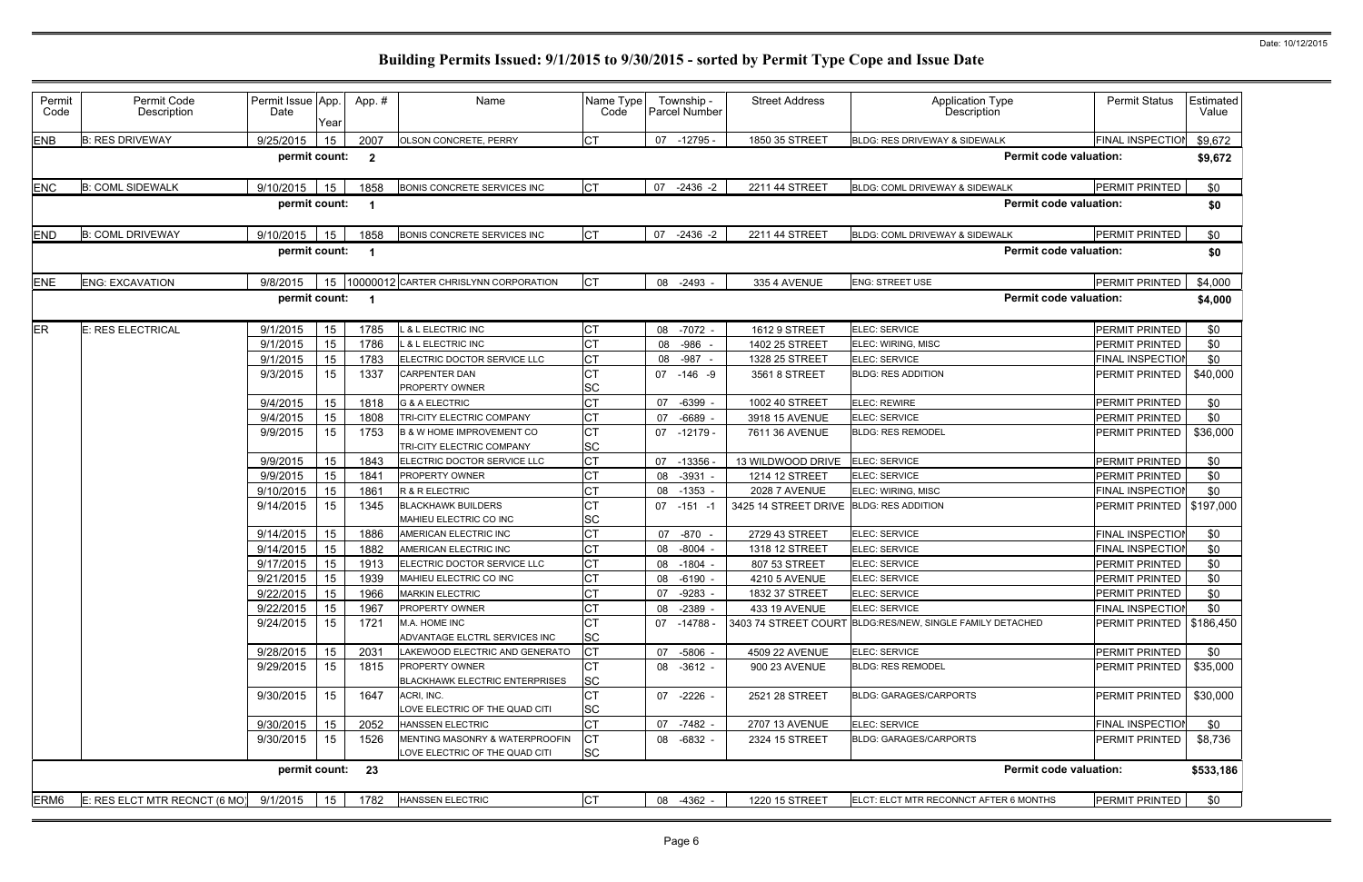# Building Permits Issued: 9/1/2015 to 9/30/2015 - sorted by Permit Type Cope and Issue Date

| Permit Code | Permit Code Description | Permit Issue Date | App. Year | Appl. # | Name | Name Type Code | Township - Parcel Number | Street Address | Application Type Description | Permit Status | Estimated Value |
|---|---|---|---|---|---|---|---|---|---|---|---|
| ENB | B: RES DRIVEWAY | 9/25/2015 | 15 | 2007 | OLSON CONCRETE, PERRY | CT | 07 -12795 - | 1850 35 STREET | BLDG: RES DRIVEWAY & SIDEWALK | FINAL INSPECTION | $9,672 |
| | | permit count: | | 2 | | | | | Permit code valuation: | | $9,672 |
| ENC | B: COML SIDEWALK | 9/10/2015 | 15 | 1858 | BONIS CONCRETE SERVICES INC | CT | 07 -2436 -2 | 2211 44 STREET | BLDG: COML DRIVEWAY & SIDEWALK | PERMIT PRINTED | $0 |
| | | permit count: | | 1 | | | | | Permit code valuation: | | $0 |
| END | B: COML DRIVEWAY | 9/10/2015 | 15 | 1858 | BONIS CONCRETE SERVICES INC | CT | 07 -2436 -2 | 2211 44 STREET | BLDG: COML DRIVEWAY & SIDEWALK | PERMIT PRINTED | $0 |
| | | permit count: | | 1 | | | | | Permit code valuation: | | $0 |
| ENE | ENG: EXCAVATION | 9/8/2015 | 15 | 10000012 | CARTER CHRISLYNN CORPORATION | CT | 08 -2493 - | 335 4 AVENUE | ENG: STREET USE | PERMIT PRINTED | $4,000 |
| | | permit count: | | 1 | | | | | Permit code valuation: | | $4,000 |
| ER | E: RES ELECTRICAL | 9/1/2015 | 15 | 1785 | L & L ELECTRIC INC | CT | 08 -7072 - | 1612 9 STREET | ELEC: SERVICE | PERMIT PRINTED | $0 |
| | | 9/1/2015 | 15 | 1786 | L & L ELECTRIC INC | CT | 08 -986 - | 1402 25 STREET | ELEC: WIRING, MISC | PERMIT PRINTED | $0 |
| | | 9/1/2015 | 15 | 1783 | ELECTRIC DOCTOR SERVICE LLC | CT | 08 -987 - | 1328 25 STREET | ELEC: SERVICE | FINAL INSPECTION | $0 |
| | | 9/3/2015 | 15 | 1337 | CARPENTER DAN<br>PROPERTY OWNER | CT<br>SC | 07 -146 -9 | 3561 8 STREET | BLDG: RES ADDITION | PERMIT PRINTED | $40,000 |
| | | 9/4/2015 | 15 | 1818 | G & A ELECTRIC | CT | 07 -6399 - | 1002 40 STREET | ELEC: REWIRE | PERMIT PRINTED | $0 |
| | | 9/4/2015 | 15 | 1808 | TRI-CITY ELECTRIC COMPANY | CT | 07 -6689 - | 3918 15 AVENUE | ELEC: SERVICE | PERMIT PRINTED | $0 |
| | | 9/9/2015 | 15 | 1753 | B & W HOME IMPROVEMENT CO<br>TRI-CITY ELECTRIC COMPANY | CT<br>SC | 07 -12179 - | 7611 36 AVENUE | BLDG: RES REMODEL | PERMIT PRINTED | $36,000 |
| | | 9/9/2015 | 15 | 1843 | ELECTRIC DOCTOR SERVICE LLC | CT | 07 -13356 - | 13 WILDWOOD DRIVE | ELEC: SERVICE | PERMIT PRINTED | $0 |
| | | 9/9/2015 | 15 | 1841 | PROPERTY OWNER | CT | 08 -3931 - | 1214 12 STREET | ELEC: SERVICE | PERMIT PRINTED | $0 |
| | | 9/10/2015 | 15 | 1861 | R & R ELECTRIC | CT | 08 -1353 - | 2028 7 AVENUE | ELEC: WIRING, MISC | FINAL INSPECTION | $0 |
| | | 9/14/2015 | 15 | 1345 | BLACKHAWK BUILDERS<br>MAHIEU ELECTRIC CO INC | CT<br>SC | 07 -151 -1 | 3425 14 STREET DRIVE | BLDG: RES ADDITION | PERMIT PRINTED | $197,000 |
| | | 9/14/2015 | 15 | 1886 | AMERICAN ELECTRIC INC | CT | 07 -870 - | 2729 43 STREET | ELEC: SERVICE | FINAL INSPECTION | $0 |
| | | 9/14/2015 | 15 | 1882 | AMERICAN ELECTRIC INC | CT | 08 -8004 - | 1318 12 STREET | ELEC: SERVICE | FINAL INSPECTION | $0 |
| | | 9/17/2015 | 15 | 1913 | ELECTRIC DOCTOR SERVICE LLC | CT | 08 -1804 - | 807 53 STREET | ELEC: SERVICE | PERMIT PRINTED | $0 |
| | | 9/21/2015 | 15 | 1939 | MAHIEU ELECTRIC CO INC | CT | 08 -6190 - | 4210 5 AVENUE | ELEC: SERVICE | PERMIT PRINTED | $0 |
| | | 9/22/2015 | 15 | 1966 | MARKIN ELECTRIC | CT | 07 -9283 - | 1832 37 STREET | ELEC: SERVICE | PERMIT PRINTED | $0 |
| | | 9/22/2015 | 15 | 1967 | PROPERTY OWNER | CT | 08 -2389 - | 433 19 AVENUE | ELEC: SERVICE | FINAL INSPECTION | $0 |
| | | 9/24/2015 | 15 | 1721 | M.A. HOME INC<br>ADVANTAGE ELCTRL SERVICES INC | CT<br>SC | 07 -14788 - | 3403 74 STREET COURT | BLDG:RES/NEW, SINGLE FAMILY DETACHED | PERMIT PRINTED | $186,450 |
| | | 9/28/2015 | 15 | 2031 | LAKEWOOD ELECTRIC AND GENERATO | CT | 07 -5806 - | 4509 22 AVENUE | ELEC: SERVICE | PERMIT PRINTED | $0 |
| | | 9/29/2015 | 15 | 1815 | PROPERTY OWNER<br>BLACKHAWK ELECTRIC ENTERPRISES | CT<br>SC | 08 -3612 - | 900 23 AVENUE | BLDG: RES REMODEL | PERMIT PRINTED | $35,000 |
| | | 9/30/2015 | 15 | 1647 | ACRI, INC.<br>LOVE ELECTRIC OF THE QUAD CITI | CT<br>SC | 07 -2226 - | 2521 28 STREET | BLDG: GARAGES/CARPORTS | PERMIT PRINTED | $30,000 |
| | | 9/30/2015 | 15 | 2052 | HANSSEN ELECTRIC | CT | 07 -7482 - | 2707 13 AVENUE | ELEC: SERVICE | FINAL INSPECTION | $0 |
| | | 9/30/2015 | 15 | 1526 | MENTING MASONRY & WATERPROOFIN<br>LOVE ELECTRIC OF THE QUAD CITI | CT<br>SC | 08 -6832 - | 2324 15 STREET | BLDG: GARAGES/CARPORTS | PERMIT PRINTED | $8,736 |
| | | permit count: | | 23 | | | | | Permit code valuation: | | $533,186 |
| ERM6 | E: RES ELCT MTR RECNCT (6 MO) | 9/1/2015 | 15 | 1782 | HANSSEN ELECTRIC | CT | 08 -4362 - | 1220 15 STREET | ELCT: ELCT MTR RECONNCT AFTER 6 MONTHS | PERMIT PRINTED | $0 |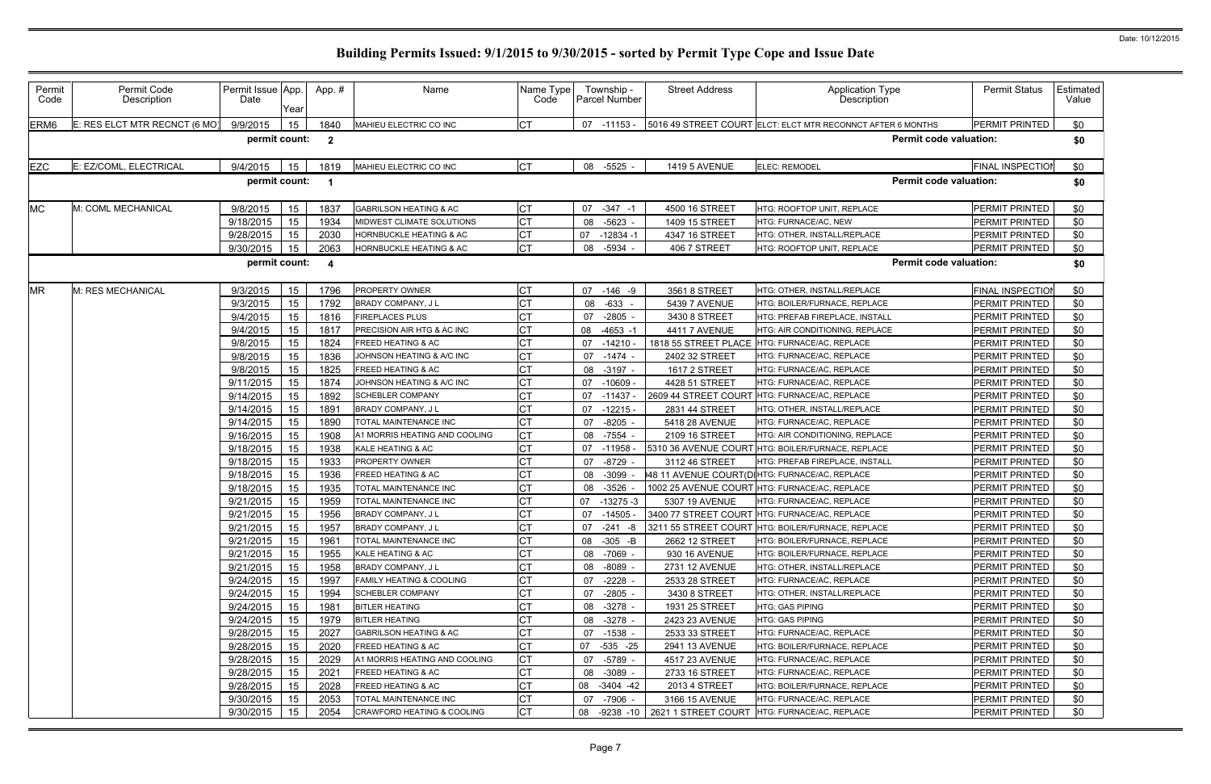# Building Permits Issued: 9/1/2015 to 9/30/2015 - sorted by Permit Type Cope and Issue Date

Date: 10/12/2015

| Permit Code | Permit Code Description | Permit Issue Date | App. Year | Appl. # | Name | Name Type Code | Township - Parcel Number | Street Address | Application Type Description | Permit Status | Estimated Value |
|---|---|---|---|---|---|---|---|---|---|---|---|
| ERM6 | E: RES ELCT MTR RECNCT (6 MO) | 9/9/2015 | 15 | 1840 | MAHIEU ELECTRIC CO INC | CT | 07 -11153 - | 5016 49 STREET COURT | ELCT: ELCT MTR RECONNCT AFTER 6 MONTHS | PERMIT PRINTED | $0 |
| | | permit count: | | 2 | | | | | Permit code valuation: | | $0 |
| EZC | E: EZ/COML, ELECTRICAL | 9/4/2015 | 15 | 1819 | MAHIEU ELECTRIC CO INC | CT | 08 -5525 - | 1419 5 AVENUE | ELEC: REMODEL | FINAL INSPECTION | $0 |
| | | permit count: | | 1 | | | | | Permit code valuation: | | $0 |
| MC | M: COML MECHANICAL | 9/8/2015 | 15 | 1837 | GABRILSON HEATING & AC | CT | 07 -347 -1 | 4500 16 STREET | HTG: ROOFTOP UNIT, REPLACE | PERMIT PRINTED | $0 |
| | | 9/18/2015 | 15 | 1934 | MIDWEST CLIMATE SOLUTIONS | CT | 08 -5623 - | 1409 15 STREET | HTG: FURNACE/AC, NEW | PERMIT PRINTED | $0 |
| | | 9/28/2015 | 15 | 2030 | HORNBUCKLE HEATING & AC | CT | 07 -12834 -1 | 4347 16 STREET | HTG: OTHER, INSTALL/REPLACE | PERMIT PRINTED | $0 |
| | | 9/30/2015 | 15 | 2063 | HORNBUCKLE HEATING & AC | CT | 08 -5934 - | 406 7 STREET | HTG: ROOFTOP UNIT, REPLACE | PERMIT PRINTED | $0 |
| | | permit count: | | 4 | | | | | Permit code valuation: | | $0 |
| MR | M: RES MECHANICAL | 9/3/2015 | 15 | 1796 | PROPERTY OWNER | CT | 07 -146 -9 | 3561 8 STREET | HTG: OTHER, INSTALL/REPLACE | FINAL INSPECTION | $0 |
| | | 9/3/2015 | 15 | 1792 | BRADY COMPANY, J L | CT | 08 -633 - | 5439 7 AVENUE | HTG: BOILER/FURNACE, REPLACE | PERMIT PRINTED | $0 |
| | | 9/4/2015 | 15 | 1816 | FIREPLACES PLUS | CT | 07 -2805 - | 3430 8 STREET | HTG: PREFAB FIREPLACE, INSTALL | PERMIT PRINTED | $0 |
| | | 9/4/2015 | 15 | 1817 | PRECISION AIR HTG & AC INC | CT | 08 -4653 -1 | 4411 7 AVENUE | HTG: AIR CONDITIONING, REPLACE | PERMIT PRINTED | $0 |
| | | 9/8/2015 | 15 | 1824 | FREED HEATING & AC | CT | 07 -14210 - | 1818 55 STREET PLACE | HTG: FURNACE/AC, REPLACE | PERMIT PRINTED | $0 |
| | | 9/8/2015 | 15 | 1836 | JOHNSON HEATING & A/C INC | CT | 07 -1474 - | 2402 32 STREET | HTG: FURNACE/AC, REPLACE | PERMIT PRINTED | $0 |
| | | 9/8/2015 | 15 | 1825 | FREED HEATING & AC | CT | 08 -3197 - | 1617 2 STREET | HTG: FURNACE/AC, REPLACE | PERMIT PRINTED | $0 |
| | | 9/11/2015 | 15 | 1874 | JOHNSON HEATING & A/C INC | CT | 07 -10609 - | 4428 51 STREET | HTG: FURNACE/AC, REPLACE | PERMIT PRINTED | $0 |
| | | 9/14/2015 | 15 | 1892 | SCHEBLER COMPANY | CT | 07 -11437 - | 2609 44 STREET COURT | HTG: FURNACE/AC, REPLACE | PERMIT PRINTED | $0 |
| | | 9/14/2015 | 15 | 1891 | BRADY COMPANY, J L | CT | 07 -12215 - | 2831 44 STREET | HTG: OTHER, INSTALL/REPLACE | PERMIT PRINTED | $0 |
| | | 9/14/2015 | 15 | 1890 | TOTAL MAINTENANCE INC | CT | 07 -8205 - | 5418 28 AVENUE | HTG: FURNACE/AC, REPLACE | PERMIT PRINTED | $0 |
| | | 9/16/2015 | 15 | 1908 | A1 MORRIS HEATING AND COOLING | CT | 08 -7554 - | 2109 16 STREET | HTG: AIR CONDITIONING, REPLACE | PERMIT PRINTED | $0 |
| | | 9/18/2015 | 15 | 1938 | KALE HEATING & AC | CT | 07 -11958 - | 5310 36 AVENUE COURT | HTG: BOILER/FURNACE, REPLACE | PERMIT PRINTED | $0 |
| | | 9/18/2015 | 15 | 1933 | PROPERTY OWNER | CT | 07 -8729 - | 3112 46 STREET | HTG: PREFAB FIREPLACE, INSTALL | PERMIT PRINTED | $0 |
| | | 9/18/2015 | 15 | 1936 | FREED HEATING & AC | CT | 08 -3099 - | 48 11 AVENUE COURT(DI | HTG: FURNACE/AC, REPLACE | PERMIT PRINTED | $0 |
| | | 9/18/2015 | 15 | 1935 | TOTAL MAINTENANCE INC | CT | 08 -3526 - | 1002 25 AVENUE COURT | HTG: FURNACE/AC, REPLACE | PERMIT PRINTED | $0 |
| | | 9/21/2015 | 15 | 1959 | TOTAL MAINTENANCE INC | CT | 07 -13275 -3 | 5307 19 AVENUE | HTG: FURNACE/AC, REPLACE | PERMIT PRINTED | $0 |
| | | 9/21/2015 | 15 | 1956 | BRADY COMPANY, J L | CT | 07 -14505 - | 3400 77 STREET COURT | HTG: FURNACE/AC, REPLACE | PERMIT PRINTED | $0 |
| | | 9/21/2015 | 15 | 1957 | BRADY COMPANY, J L | CT | 07 -241 -8 | 3211 55 STREET COURT | HTG: BOILER/FURNACE, REPLACE | PERMIT PRINTED | $0 |
| | | 9/21/2015 | 15 | 1961 | TOTAL MAINTENANCE INC | CT | 08 -305 -B | 2662 12 STREET | HTG: BOILER/FURNACE, REPLACE | PERMIT PRINTED | $0 |
| | | 9/21/2015 | 15 | 1955 | KALE HEATING & AC | CT | 08 -7069 - | 930 16 AVENUE | HTG: BOILER/FURNACE, REPLACE | PERMIT PRINTED | $0 |
| | | 9/21/2015 | 15 | 1958 | BRADY COMPANY, J L | CT | 08 -8089 - | 2731 12 AVENUE | HTG: OTHER, INSTALL/REPLACE | PERMIT PRINTED | $0 |
| | | 9/24/2015 | 15 | 1997 | FAMILY HEATING & COOLING | CT | 07 -2228 - | 2533 28 STREET | HTG: FURNACE/AC, REPLACE | PERMIT PRINTED | $0 |
| | | 9/24/2015 | 15 | 1994 | SCHEBLER COMPANY | CT | 07 -2805 - | 3430 8 STREET | HTG: OTHER, INSTALL/REPLACE | PERMIT PRINTED | $0 |
| | | 9/24/2015 | 15 | 1981 | BITLER HEATING | CT | 08 -3278 - | 1931 25 STREET | HTG: GAS PIPING | PERMIT PRINTED | $0 |
| | | 9/24/2015 | 15 | 1979 | BITLER HEATING | CT | 08 -3278 - | 2423 23 AVENUE | HTG: GAS PIPING | PERMIT PRINTED | $0 |
| | | 9/28/2015 | 15 | 2027 | GABRILSON HEATING & AC | CT | 07 -1538 - | 2533 33 STREET | HTG: FURNACE/AC, REPLACE | PERMIT PRINTED | $0 |
| | | 9/28/2015 | 15 | 2020 | FREED HEATING & AC | CT | 07 -535 -25 | 2941 13 AVENUE | HTG: BOILER/FURNACE, REPLACE | PERMIT PRINTED | $0 |
| | | 9/28/2015 | 15 | 2029 | A1 MORRIS HEATING AND COOLING | CT | 07 -5789 - | 4517 23 AVENUE | HTG: FURNACE/AC, REPLACE | PERMIT PRINTED | $0 |
| | | 9/28/2015 | 15 | 2021 | FREED HEATING & AC | CT | 08 -3089 - | 2733 16 STREET | HTG: FURNACE/AC, REPLACE | PERMIT PRINTED | $0 |
| | | 9/28/2015 | 15 | 2028 | FREED HEATING & AC | CT | 08 -3404 -42 | 2013 4 STREET | HTG: BOILER/FURNACE, REPLACE | PERMIT PRINTED | $0 |
| | | 9/30/2015 | 15 | 2053 | TOTAL MAINTENANCE INC | CT | 07 -7906 - | 3166 15 AVENUE | HTG: FURNACE/AC, REPLACE | PERMIT PRINTED | $0 |
| | | 9/30/2015 | 15 | 2054 | CRAWFORD HEATING & COOLING | CT | 08 -9238 -10 | 2621 1 STREET COURT | HTG: FURNACE/AC, REPLACE | PERMIT PRINTED | $0 |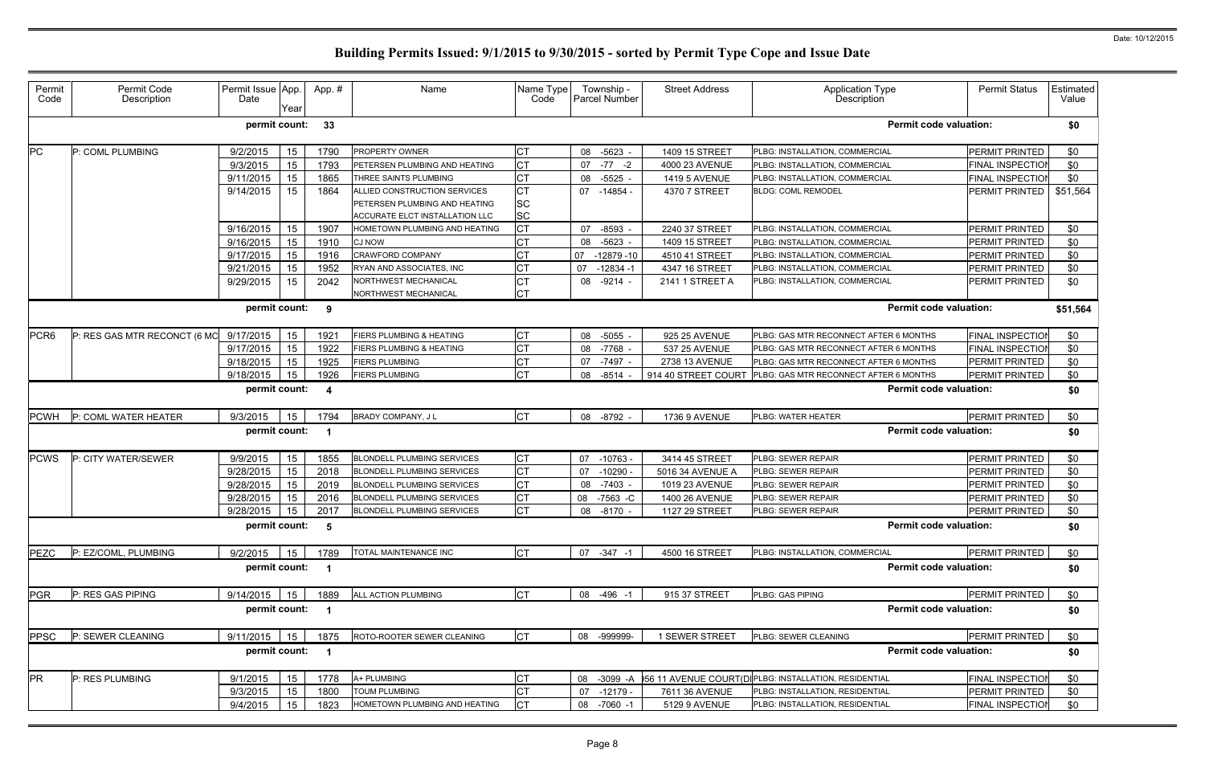# Building Permits Issued: 9/1/2015 to 9/30/2015 - sorted by Permit Type Cope and Issue Date

Date: 10/12/2015

| Permit Code | Permit Code Description | Permit Issue Date | App. Year | App. # | Name | Name Type Code | Township - Parcel Number | Street Address | Application Type Description | Permit Status | Estimated Value |
|---|---|---|---|---|---|---|---|---|---|---|---|
| | | **permit count:** | | **33** | | | | | **Permit code valuation:** | | **$0** |
| PC | P: COML PLUMBING | 9/2/2015 | 15 | 1790 | PROPERTY OWNER | CT | 08 -5623 - | 1409 15 STREET | PLBG: INSTALLATION, COMMERCIAL | PERMIT PRINTED | $0 |
| | | 9/3/2015 | 15 | 1793 | PETERSEN PLUMBING AND HEATING | CT | 07 -77 -2 | 4000 23 AVENUE | PLBG: INSTALLATION, COMMERCIAL | FINAL INSPECTION | $0 |
| | | 9/11/2015 | 15 | 1865 | THREE SAINTS PLUMBING | CT | 08 -5525 - | 1419 5 AVENUE | PLBG: INSTALLATION, COMMERCIAL | FINAL INSPECTION | $0 |
| | | 9/14/2015 | 15 | 1864 | ALLIED CONSTRUCTION SERVICES<br>PETERSEN PLUMBING AND HEATING<br>ACCURATE ELCT INSTALLATION LLC | CT<br>SC<br>SC | 07 -14854 - | 4370 7 STREET | BLDG: COML REMODEL | PERMIT PRINTED | $51,564 |
| | | 9/16/2015 | 15 | 1907 | HOMETOWN PLUMBING AND HEATING | CT | 07 -8593 - | 2240 37 STREET | PLBG: INSTALLATION, COMMERCIAL | PERMIT PRINTED | $0 |
| | | 9/16/2015 | 15 | 1910 | CJ NOW | CT | 08 -5623 - | 1409 15 STREET | PLBG: INSTALLATION, COMMERCIAL | PERMIT PRINTED | $0 |
| | | 9/17/2015 | 15 | 1916 | CRAWFORD COMPANY | CT | 07 -12879 -10 | 4510 41 STREET | PLBG: INSTALLATION, COMMERCIAL | PERMIT PRINTED | $0 |
| | | 9/21/2015 | 15 | 1952 | RYAN AND ASSOCIATES, INC | CT | 07 -12834 -1 | 4347 16 STREET | PLBG: INSTALLATION, COMMERCIAL | PERMIT PRINTED | $0 |
| | | 9/29/2015 | 15 | 2042 | NORTHWEST MECHANICAL<br>NORTHWEST MECHANICAL | CT<br>CT | 08 -9214 - | 2141 1 STREET A | PLBG: INSTALLATION, COMMERCIAL | PERMIT PRINTED | $0 |
| | | **permit count:** | | **9** | | | | | **Permit code valuation:** | | **$51,564** |
| PCR6 | P: RES GAS MTR RECONCT (6 MO | 9/17/2015 | 15 | 1921 | FIERS PLUMBING & HEATING | CT | 08 -5055 - | 925 25 AVENUE | PLBG: GAS MTR RECONNECT AFTER 6 MONTHS | FINAL INSPECTION | $0 |
| | | 9/17/2015 | 15 | 1922 | FIERS PLUMBING & HEATING | CT | 08 -7768 - | 537 25 AVENUE | PLBG: GAS MTR RECONNECT AFTER 6 MONTHS | FINAL INSPECTION | $0 |
| | | 9/18/2015 | 15 | 1925 | FIERS PLUMBING | CT | 07 -7497 - | 2738 13 AVENUE | PLBG: GAS MTR RECONNECT AFTER 6 MONTHS | PERMIT PRINTED | $0 |
| | | 9/18/2015 | 15 | 1926 | FIERS PLUMBING | CT | 08 -8514 - | 914 40 STREET COURT | PLBG: GAS MTR RECONNECT AFTER 6 MONTHS | PERMIT PRINTED | $0 |
| | | **permit count:** | | **4** | | | | | **Permit code valuation:** | | **$0** |
| PCWH | P: COML WATER HEATER | 9/3/2015 | 15 | 1794 | BRADY COMPANY, J L | CT | 08 -8792 - | 1736 9 AVENUE | PLBG: WATER HEATER | PERMIT PRINTED | $0 |
| | | **permit count:** | | **1** | | | | | **Permit code valuation:** | | **$0** |
| PCWS | P: CITY WATER/SEWER | 9/9/2015 | 15 | 1855 | BLONDELL PLUMBING SERVICES | CT | 07 -10763 - | 3414 45 STREET | PLBG: SEWER REPAIR | PERMIT PRINTED | $0 |
| | | 9/28/2015 | 15 | 2018 | BLONDELL PLUMBING SERVICES | CT | 07 -10290 - | 5016 34 AVENUE A | PLBG: SEWER REPAIR | PERMIT PRINTED | $0 |
| | | 9/28/2015 | 15 | 2019 | BLONDELL PLUMBING SERVICES | CT | 08 -7403 - | 1019 23 AVENUE | PLBG: SEWER REPAIR | PERMIT PRINTED | $0 |
| | | 9/28/2015 | 15 | 2016 | BLONDELL PLUMBING SERVICES | CT | 08 -7563 -C | 1400 26 AVENUE | PLBG: SEWER REPAIR | PERMIT PRINTED | $0 |
| | | 9/28/2015 | 15 | 2017 | BLONDELL PLUMBING SERVICES | CT | 08 -8170 - | 1127 29 STREET | PLBG: SEWER REPAIR | PERMIT PRINTED | $0 |
| | | **permit count:** | | **5** | | | | | **Permit code valuation:** | | **$0** |
| PEZC | P: EZ/COML, PLUMBING | 9/2/2015 | 15 | 1789 | TOTAL MAINTENANCE INC | CT | 07 -347 -1 | 4500 16 STREET | PLBG: INSTALLATION, COMMERCIAL | PERMIT PRINTED | $0 |
| | | **permit count:** | | **1** | | | | | **Permit code valuation:** | | **$0** |
| PGR | P: RES GAS PIPING | 9/14/2015 | 15 | 1889 | ALL ACTION PLUMBING | CT | 08 -496 -1 | 915 37 STREET | PLBG: GAS PIPING | PERMIT PRINTED | $0 |
| | | **permit count:** | | **1** | | | | | **Permit code valuation:** | | **$0** |
| PPSC | P: SEWER CLEANING | 9/11/2015 | 15 | 1875 | ROTO-ROOTER SEWER CLEANING | CT | 08 -999999- | 1 SEWER STREET | PLBG: SEWER CLEANING | PERMIT PRINTED | $0 |
| | | **permit count:** | | **1** | | | | | **Permit code valuation:** | | **$0** |
| PR | P: RES PLUMBING | 9/1/2015 | 15 | 1778 | A+ PLUMBING | CT | 08 -3099 -A | 56 11 AVENUE COURT(DI | PLBG: INSTALLATION, RESIDENTIAL | FINAL INSPECTION | $0 |
| | | 9/3/2015 | 15 | 1800 | TOUM PLUMBING | CT | 07 -12179 - | 7611 36 AVENUE | PLBG: INSTALLATION, RESIDENTIAL | PERMIT PRINTED | $0 |
| | | 9/4/2015 | 15 | 1823 | HOMETOWN PLUMBING AND HEATING | CT | 08 -7060 -1 | 5129 9 AVENUE | PLBG: INSTALLATION, RESIDENTIAL | FINAL INSPECTION | $0 |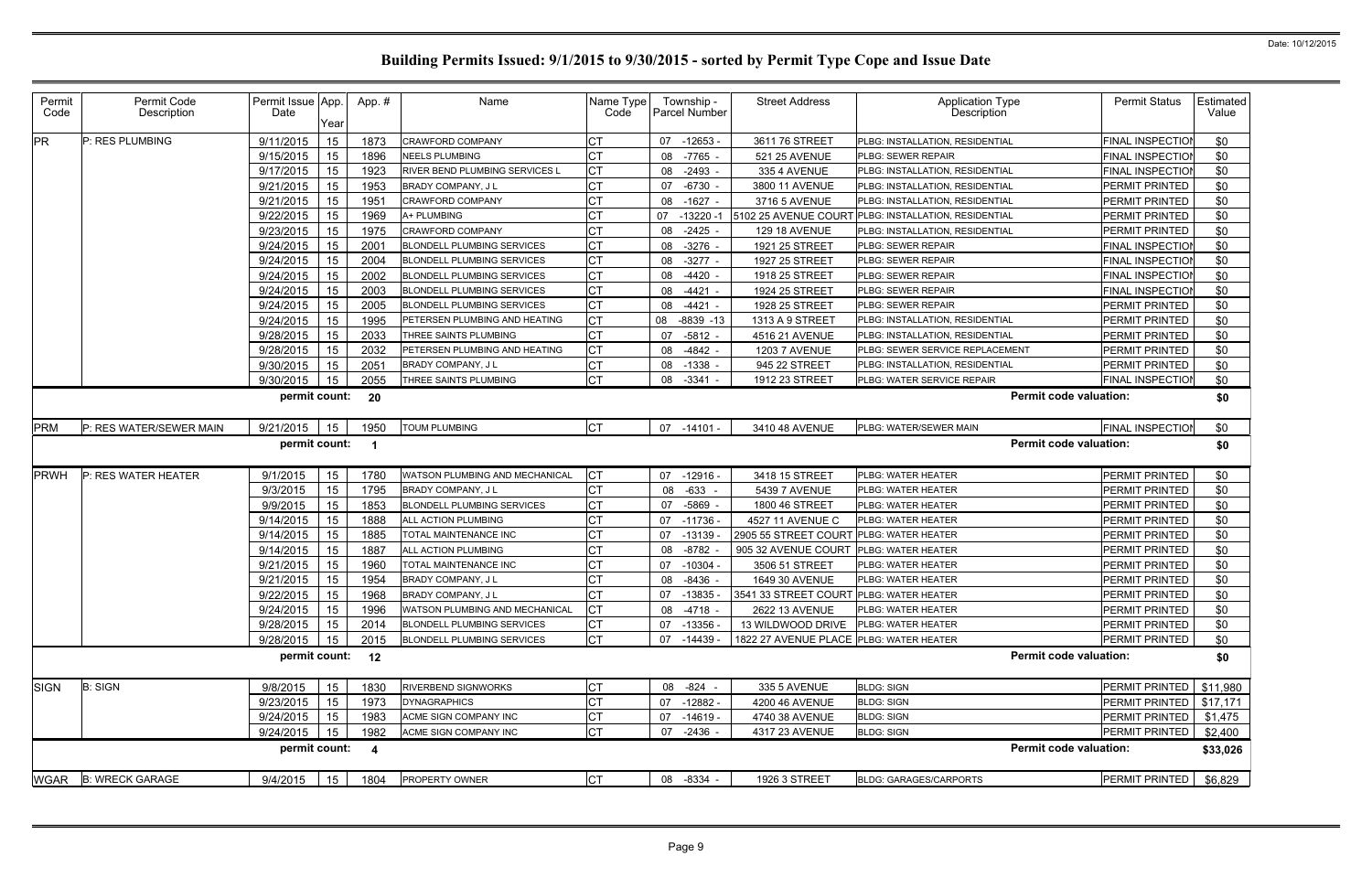# Building Permits Issued: 9/1/2015 to 9/30/2015 - sorted by Permit Type Cope and Issue Date

| Permit Code | Permit Code Description | Permit Issue Date | App. Year | App. # | Name | Name Type Code | Township - Parcel Number | Street Address | Application Type Description | Permit Status | Estimated Value |
|---|---|---|---|---|---|---|---|---|---|---|---|
| PR | P: RES PLUMBING | 9/11/2015 | 15 | 1873 | CRAWFORD COMPANY | CT | 07 -12653 - | 3611 76 STREET | PLBG: INSTALLATION, RESIDENTIAL | FINAL INSPECTION | $0 |
| | | 9/15/2015 | 15 | 1896 | NEELS PLUMBING | CT | 08 -7765 - | 521 25 AVENUE | PLBG: SEWER REPAIR | FINAL INSPECTION | $0 |
| | | 9/17/2015 | 15 | 1923 | RIVER BEND PLUMBING SERVICES L | CT | 08 -2493 - | 335 4 AVENUE | PLBG: INSTALLATION, RESIDENTIAL | FINAL INSPECTION | $0 |
| | | 9/21/2015 | 15 | 1953 | BRADY COMPANY, J L | CT | 07 -6730 - | 3800 11 AVENUE | PLBG: INSTALLATION, RESIDENTIAL | PERMIT PRINTED | $0 |
| | | 9/21/2015 | 15 | 1951 | CRAWFORD COMPANY | CT | 08 -1627 - | 3716 5 AVENUE | PLBG: INSTALLATION, RESIDENTIAL | PERMIT PRINTED | $0 |
| | | 9/22/2015 | 15 | 1969 | A+ PLUMBING | CT | 07 -13220 -1 | 5102 25 AVENUE COURT | PLBG: INSTALLATION, RESIDENTIAL | PERMIT PRINTED | $0 |
| | | 9/23/2015 | 15 | 1975 | CRAWFORD COMPANY | CT | 08 -2425 - | 129 18 AVENUE | PLBG: INSTALLATION, RESIDENTIAL | PERMIT PRINTED | $0 |
| | | 9/24/2015 | 15 | 2001 | BLONDELL PLUMBING SERVICES | CT | 08 -3276 - | 1921 25 STREET | PLBG: SEWER REPAIR | FINAL INSPECTION | $0 |
| | | 9/24/2015 | 15 | 2004 | BLONDELL PLUMBING SERVICES | CT | 08 -3277 - | 1927 25 STREET | PLBG: SEWER REPAIR | FINAL INSPECTION | $0 |
| | | 9/24/2015 | 15 | 2002 | BLONDELL PLUMBING SERVICES | CT | 08 -4420 - | 1918 25 STREET | PLBG: SEWER REPAIR | FINAL INSPECTION | $0 |
| | | 9/24/2015 | 15 | 2003 | BLONDELL PLUMBING SERVICES | CT | 08 -4421 - | 1924 25 STREET | PLBG: SEWER REPAIR | FINAL INSPECTION | $0 |
| | | 9/24/2015 | 15 | 2005 | BLONDELL PLUMBING SERVICES | CT | 08 -4421 - | 1928 25 STREET | PLBG: SEWER REPAIR | PERMIT PRINTED | $0 |
| | | 9/24/2015 | 15 | 1995 | PETERSEN PLUMBING AND HEATING | CT | 08 -8839 -13 | 1313 A 9 STREET | PLBG: INSTALLATION, RESIDENTIAL | PERMIT PRINTED | $0 |
| | | 9/28/2015 | 15 | 2033 | THREE SAINTS PLUMBING | CT | 07 -5812 - | 4516 21 AVENUE | PLBG: INSTALLATION, RESIDENTIAL | PERMIT PRINTED | $0 |
| | | 9/28/2015 | 15 | 2032 | PETERSEN PLUMBING AND HEATING | CT | 08 -4842 - | 1203 7 AVENUE | PLBG: SEWER SERVICE REPLACEMENT | PERMIT PRINTED | $0 |
| | | 9/30/2015 | 15 | 2051 | BRADY COMPANY, J L | CT | 08 -1338 - | 945 22 STREET | PLBG: INSTALLATION, RESIDENTIAL | PERMIT PRINTED | $0 |
| | | 9/30/2015 | 15 | 2055 | THREE SAINTS PLUMBING | CT | 08 -3341 - | 1912 23 STREET | PLBG: WATER SERVICE REPAIR | FINAL INSPECTION | $0 |
| | | permit count: | | 20 | | | | | Permit code valuation: | | $0 |
| PRM | P: RES WATER/SEWER MAIN | 9/21/2015 | 15 | 1950 | TOUM PLUMBING | CT | 07 -14101 - | 3410 48 AVENUE | PLBG: WATER/SEWER MAIN | FINAL INSPECTION | $0 |
| | | permit count: | | 1 | | | | | Permit code valuation: | | $0 |
| PRWH | P: RES WATER HEATER | 9/1/2015 | 15 | 1780 | WATSON PLUMBING AND MECHANICAL | CT | 07 -12916 - | 3418 15 STREET | PLBG: WATER HEATER | PERMIT PRINTED | $0 |
| | | 9/3/2015 | 15 | 1795 | BRADY COMPANY, J L | CT | 08 -633 - | 5439 7 AVENUE | PLBG: WATER HEATER | PERMIT PRINTED | $0 |
| | | 9/9/2015 | 15 | 1853 | BLONDELL PLUMBING SERVICES | CT | 07 -5869 - | 1800 46 STREET | PLBG: WATER HEATER | PERMIT PRINTED | $0 |
| | | 9/14/2015 | 15 | 1888 | ALL ACTION PLUMBING | CT | 07 -11736 - | 4527 11 AVENUE C | PLBG: WATER HEATER | PERMIT PRINTED | $0 |
| | | 9/14/2015 | 15 | 1885 | TOTAL MAINTENANCE INC | CT | 07 -13139 - | 2905 55 STREET COURT | PLBG: WATER HEATER | PERMIT PRINTED | $0 |
| | | 9/14/2015 | 15 | 1887 | ALL ACTION PLUMBING | CT | 08 -8782 - | 905 32 AVENUE COURT | PLBG: WATER HEATER | PERMIT PRINTED | $0 |
| | | 9/21/2015 | 15 | 1960 | TOTAL MAINTENANCE INC | CT | 07 -10304 - | 3506 51 STREET | PLBG: WATER HEATER | PERMIT PRINTED | $0 |
| | | 9/21/2015 | 15 | 1954 | BRADY COMPANY, J L | CT | 08 -8436 - | 1649 30 AVENUE | PLBG: WATER HEATER | PERMIT PRINTED | $0 |
| | | 9/22/2015 | 15 | 1968 | BRADY COMPANY, J L | CT | 07 -13835 - | 3541 33 STREET COURT | PLBG: WATER HEATER | PERMIT PRINTED | $0 |
| | | 9/24/2015 | 15 | 1996 | WATSON PLUMBING AND MECHANICAL | CT | 08 -4718 - | 2622 13 AVENUE | PLBG: WATER HEATER | PERMIT PRINTED | $0 |
| | | 9/28/2015 | 15 | 2014 | BLONDELL PLUMBING SERVICES | CT | 07 -13356 - | 13 WILDWOOD DRIVE | PLBG: WATER HEATER | PERMIT PRINTED | $0 |
| | | 9/28/2015 | 15 | 2015 | BLONDELL PLUMBING SERVICES | CT | 07 -14439 - | 1822 27 AVENUE PLACE | PLBG: WATER HEATER | PERMIT PRINTED | $0 |
| | | permit count: | | 12 | | | | | Permit code valuation: | | $0 |
| SIGN | B: SIGN | 9/8/2015 | 15 | 1830 | RIVERBEND SIGNWORKS | CT | 08 -824 - | 335 5 AVENUE | BLDG: SIGN | PERMIT PRINTED | $11,980 |
| | | 9/23/2015 | 15 | 1973 | DYNAGRAPHICS | CT | 07 -12882 - | 4200 46 AVENUE | BLDG: SIGN | PERMIT PRINTED | $17,171 |
| | | 9/24/2015 | 15 | 1983 | ACME SIGN COMPANY INC | CT | 07 -14619 - | 4740 38 AVENUE | BLDG: SIGN | PERMIT PRINTED | $1,475 |
| | | 9/24/2015 | 15 | 1982 | ACME SIGN COMPANY INC | CT | 07 -2436 - | 4317 23 AVENUE | BLDG: SIGN | PERMIT PRINTED | $2,400 |
| | | permit count: | | 4 | | | | | Permit code valuation: | | $33,026 |
| WGAR | B: WRECK GARAGE | 9/4/2015 | 15 | 1804 | PROPERTY OWNER | CT | 08 -8334 - | 1926 3 STREET | BLDG: GARAGES/CARPORTS | PERMIT PRINTED | $6,829 |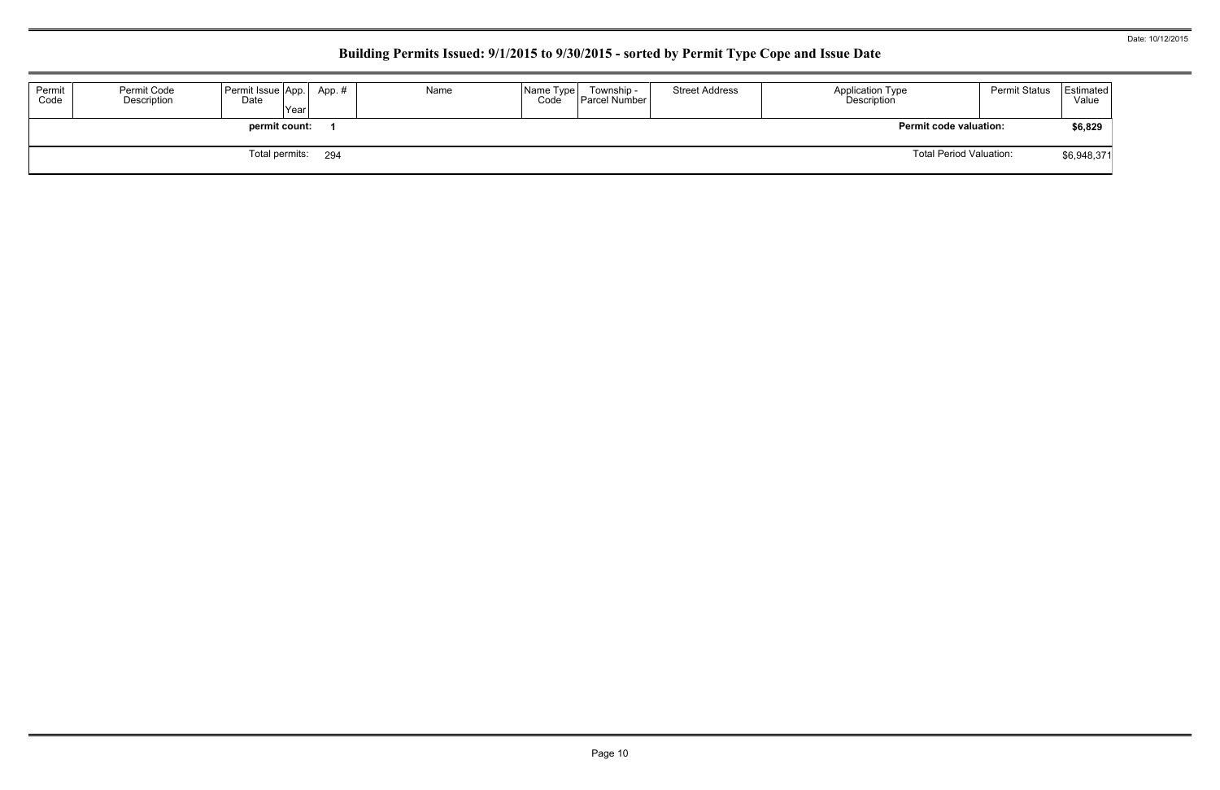# Building Permits Issued: 9/1/2015 to 9/30/2015 - sorted by Permit Type Cope and Issue Date

| Permit Code | Permit Code Description | Permit Issue Date | App. Year | App. # | Name | Name Type Code | Township - Parcel Number | Street Address | Application Type Description | Permit Status | Estimated Value |
|---|---|---|---|---|---|---|---|---|---|---|---|
| | | **permit count:** | | **1** | | | | | **Permit code valuation:** | | **$6,829** |
| | | Total permits: | | 294 | | | | | Total Period Valuation: | | $6,948,371 |